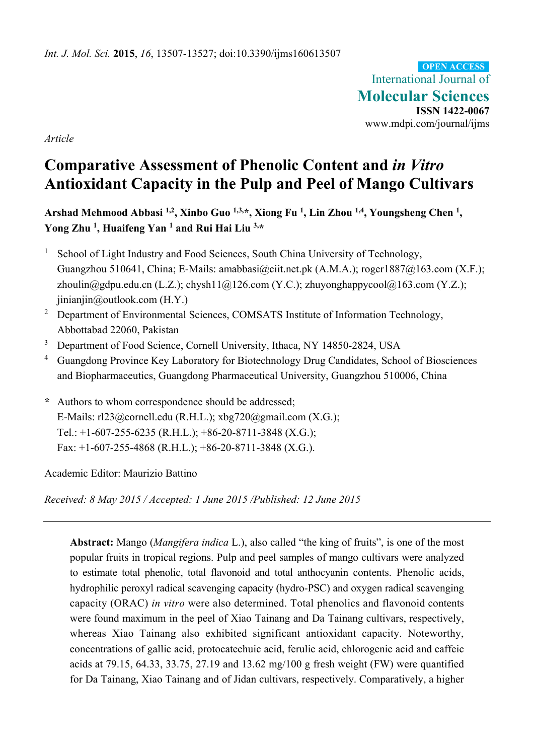Int. J. Mol. Sci. **2015**, *16*, 13507-13527; doi:10.3390/ijms160613507

**OPEN ACCESS**

International Journal of **Molecular Sciences**

**ISSN 1422-0067**

www.mdpi.com/journal/ijms

*Article*

# Comparative Assessment of Phenolic Content and *in Vitro* Antioxidant Capacity in the Pulp and Peel of Mango Cultivars

**Arshad Mehmood Abbasi [1,2], Xinbo Guo [1,3,*], Xiong Fu [1], Lin Zhou [1,4], Youngsheng Chen [1], Yong Zhu [1], Huaifeng Yan [1] and Rui Hai Liu [3,*]**

1. School of Light Industry and Food Sciences, South China University of Technology, Guangzhou 510641, China; E-Mails: amabbasi@ciit.net.pk (A.M.A.); roger1887@163.com (X.F.); zhoulin@gdpu.edu.cn (L.Z.); chysh11@126.com (Y.C.); zhuyonghappycool@163.com (Y.Z.); jinianjin@outlook.com (H.Y.)
2. Department of Environmental Sciences, COMSATS Institute of Information Technology, Abbottabad 22060, Pakistan
3. Department of Food Science, Cornell University, Ithaca, NY 14850-2824, USA
4. Guangdong Province Key Laboratory for Biotechnology Drug Candidates, School of Biosciences and Biopharmaceutics, Guangdong Pharmaceutical University, Guangzhou 510006, China

**\*** Authors to whom correspondence should be addressed;
E-Mails: rl23@cornell.edu (R.H.L.); xbg720@gmail.com (X.G.);
Tel.: +1-607-255-6235 (R.H.L.); +86-20-8711-3848 (X.G.);
Fax: +1-607-255-4868 (R.H.L.); +86-20-8711-3848 (X.G.).

Academic Editor: Maurizio Battino

*Received: 8 May 2015 / Accepted: 1 June 2015 /Published: 12 June 2015*

---

**Abstract:** Mango (*Mangifera indica* L.), also called "the king of fruits", is one of the most popular fruits in tropical regions. Pulp and peel samples of mango cultivars were analyzed to estimate total phenolic, total flavonoid and total anthocyanin contents. Phenolic acids, hydrophilic peroxyl radical scavenging capacity (hydro-PSC) and oxygen radical scavenging capacity (ORAC) *in vitro* were also determined. Total phenolics and flavonoid contents were found maximum in the peel of Xiao Tainang and Da Tainang cultivars, respectively, whereas Xiao Tainang also exhibited significant antioxidant capacity. Noteworthy, concentrations of gallic acid, protocatechuic acid, ferulic acid, chlorogenic acid and caffeic acids at 79.15, 64.33, 33.75, 27.19 and 13.62 mg/100 g fresh weight (FW) were quantified for Da Tainang, Xiao Tainang and of Jidan cultivars, respectively. Comparatively, a higher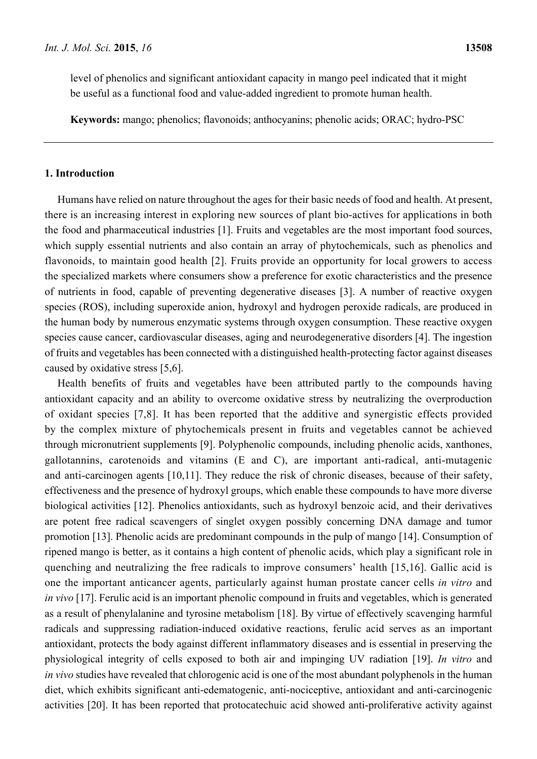level of phenolics and significant antioxidant capacity in mango peel indicated that it might be useful as a functional food and value-added ingredient to promote human health.

**Keywords:** mango; phenolics; flavonoids; anthocyanins; phenolic acids; ORAC; hydro-PSC

## 1. Introduction

Humans have relied on nature throughout the ages for their basic needs of food and health. At present, there is an increasing interest in exploring new sources of plant bio-actives for applications in both the food and pharmaceutical industries [1]. Fruits and vegetables are the most important food sources, which supply essential nutrients and also contain an array of phytochemicals, such as phenolics and flavonoids, to maintain good health [2]. Fruits provide an opportunity for local growers to access the specialized markets where consumers show a preference for exotic characteristics and the presence of nutrients in food, capable of preventing degenerative diseases [3]. A number of reactive oxygen species (ROS), including superoxide anion, hydroxyl and hydrogen peroxide radicals, are produced in the human body by numerous enzymatic systems through oxygen consumption. These reactive oxygen species cause cancer, cardiovascular diseases, aging and neurodegenerative disorders [4]. The ingestion of fruits and vegetables has been connected with a distinguished health-protecting factor against diseases caused by oxidative stress [5,6].

Health benefits of fruits and vegetables have been attributed partly to the compounds having antioxidant capacity and an ability to overcome oxidative stress by neutralizing the overproduction of oxidant species [7,8]. It has been reported that the additive and synergistic effects provided by the complex mixture of phytochemicals present in fruits and vegetables cannot be achieved through micronutrient supplements [9]. Polyphenolic compounds, including phenolic acids, xanthones, gallotannins, carotenoids and vitamins (E and C), are important anti-radical, anti-mutagenic and anti-carcinogen agents [10,11]. They reduce the risk of chronic diseases, because of their safety, effectiveness and the presence of hydroxyl groups, which enable these compounds to have more diverse biological activities [12]. Phenolics antioxidants, such as hydroxyl benzoic acid, and their derivatives are potent free radical scavengers of singlet oxygen possibly concerning DNA damage and tumor promotion [13]. Phenolic acids are predominant compounds in the pulp of mango [14]. Consumption of ripened mango is better, as it contains a high content of phenolic acids, which play a significant role in quenching and neutralizing the free radicals to improve consumers' health [15,16]. Gallic acid is one the important anticancer agents, particularly against human prostate cancer cells *in vitro* and *in vivo* [17]. Ferulic acid is an important phenolic compound in fruits and vegetables, which is generated as a result of phenylalanine and tyrosine metabolism [18]. By virtue of effectively scavenging harmful radicals and suppressing radiation-induced oxidative reactions, ferulic acid serves as an important antioxidant, protects the body against different inflammatory diseases and is essential in preserving the physiological integrity of cells exposed to both air and impinging UV radiation [19]. *In vitro* and *in vivo* studies have revealed that chlorogenic acid is one of the most abundant polyphenols in the human diet, which exhibits significant anti-edematogenic, anti-nociceptive, antioxidant and anti-carcinogenic activities [20]. It has been reported that protocatechuic acid showed anti-proliferative activity against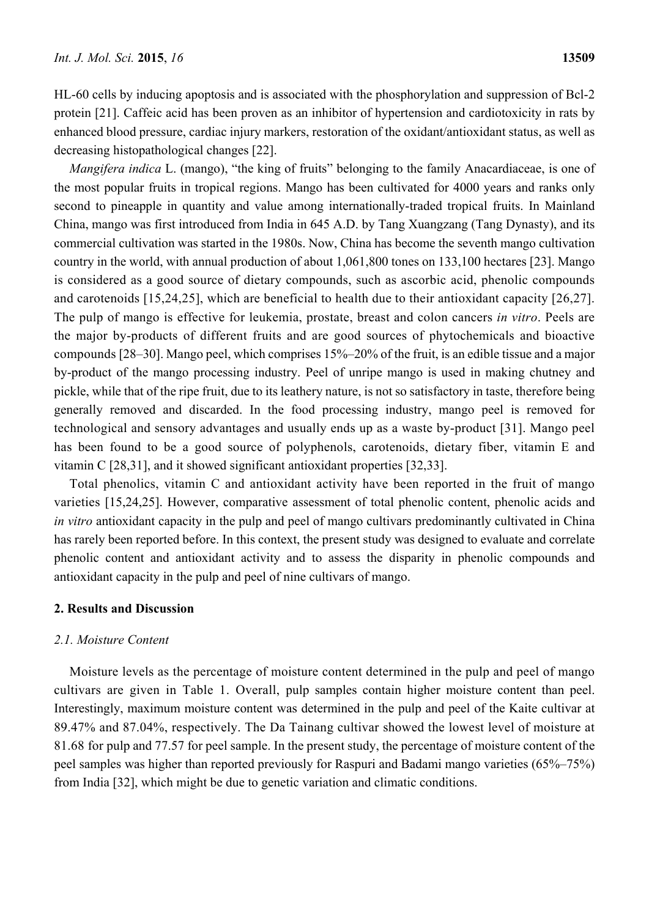HL-60 cells by inducing apoptosis and is associated with the phosphorylation and suppression of Bcl-2 protein [21]. Caffeic acid has been proven as an inhibitor of hypertension and cardiotoxicity in rats by enhanced blood pressure, cardiac injury markers, restoration of the oxidant/antioxidant status, as well as decreasing histopathological changes [22].

*Mangifera indica* L. (mango), "the king of fruits" belonging to the family Anacardiaceae, is one of the most popular fruits in tropical regions. Mango has been cultivated for 4000 years and ranks only second to pineapple in quantity and value among internationally-traded tropical fruits. In Mainland China, mango was first introduced from India in 645 A.D. by Tang Xuangzang (Tang Dynasty), and its commercial cultivation was started in the 1980s. Now, China has become the seventh mango cultivation country in the world, with annual production of about 1,061,800 tones on 133,100 hectares [23]. Mango is considered as a good source of dietary compounds, such as ascorbic acid, phenolic compounds and carotenoids [15,24,25], which are beneficial to health due to their antioxidant capacity [26,27]. The pulp of mango is effective for leukemia, prostate, breast and colon cancers *in vitro*. Peels are the major by-products of different fruits and are good sources of phytochemicals and bioactive compounds [28–30]. Mango peel, which comprises 15%–20% of the fruit, is an edible tissue and a major by-product of the mango processing industry. Peel of unripe mango is used in making chutney and pickle, while that of the ripe fruit, due to its leathery nature, is not so satisfactory in taste, therefore being generally removed and discarded. In the food processing industry, mango peel is removed for technological and sensory advantages and usually ends up as a waste by-product [31]. Mango peel has been found to be a good source of polyphenols, carotenoids, dietary fiber, vitamin E and vitamin C [28,31], and it showed significant antioxidant properties [32,33].

Total phenolics, vitamin C and antioxidant activity have been reported in the fruit of mango varieties [15,24,25]. However, comparative assessment of total phenolic content, phenolic acids and *in vitro* antioxidant capacity in the pulp and peel of mango cultivars predominantly cultivated in China has rarely been reported before. In this context, the present study was designed to evaluate and correlate phenolic content and antioxidant activity and to assess the disparity in phenolic compounds and antioxidant capacity in the pulp and peel of nine cultivars of mango.

## 2. Results and Discussion

### 2.1. Moisture Content

Moisture levels as the percentage of moisture content determined in the pulp and peel of mango cultivars are given in Table 1. Overall, pulp samples contain higher moisture content than peel. Interestingly, maximum moisture content was determined in the pulp and peel of the Kaite cultivar at 89.47% and 87.04%, respectively. The Da Tainang cultivar showed the lowest level of moisture at 81.68 for pulp and 77.57 for peel sample. In the present study, the percentage of moisture content of the peel samples was higher than reported previously for Raspuri and Badami mango varieties (65%–75%) from India [32], which might be due to genetic variation and climatic conditions.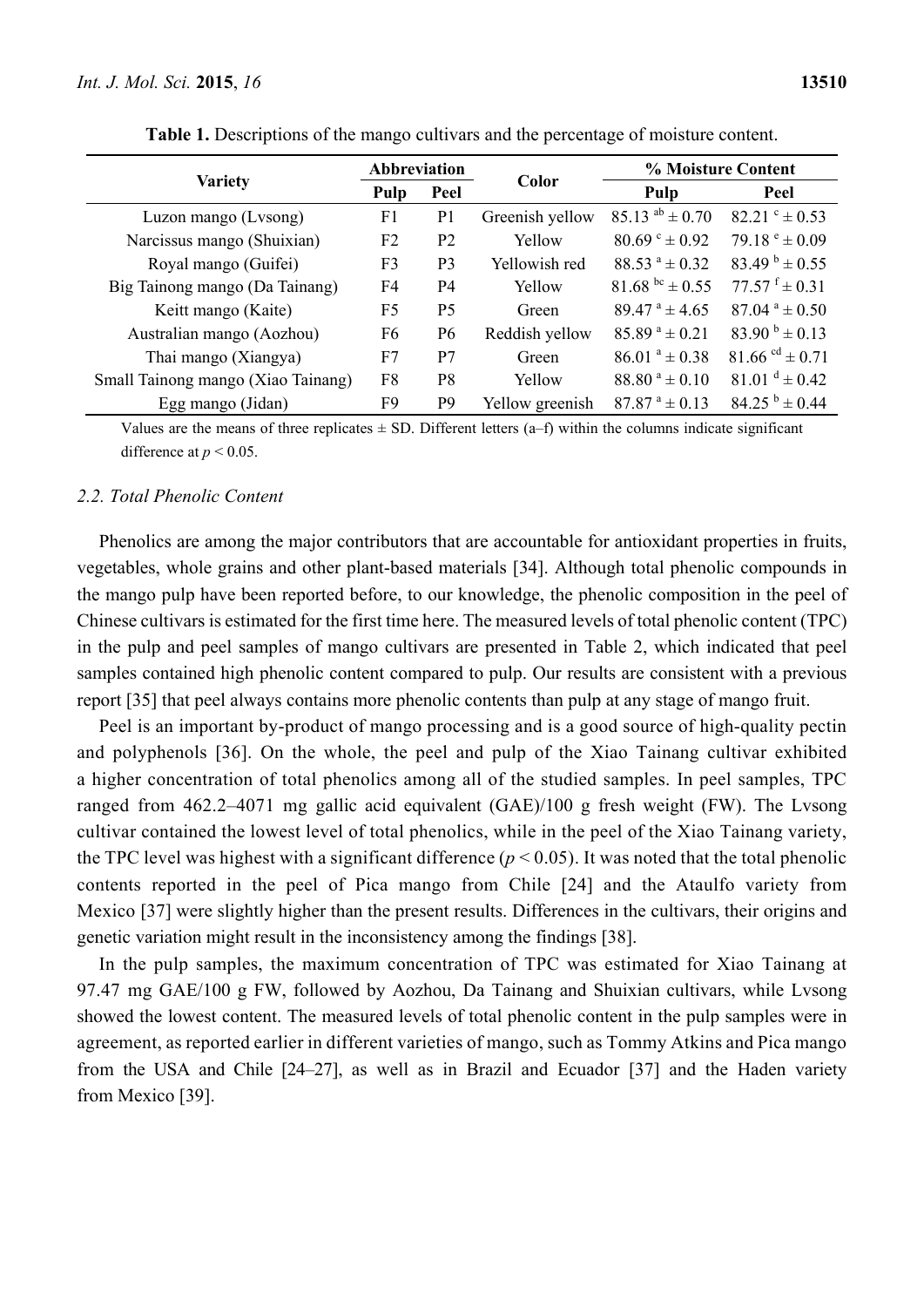**Table 1.** Descriptions of the mango cultivars and the percentage of moisture content.

| Variety | Abbreviation | | Color | % Moisture Content | |
|---|---|---|---|---|---|
| | Pulp | Peel | | Pulp | Peel |
| Luzon mango (Lvsong) | F1 | P1 | Greenish yellow | $85.13^{ab} \pm 0.70$ | $82.21^{c} \pm 0.53$ |
| Narcissus mango (Shuixian) | F2 | P2 | Yellow | $80.69^{c} \pm 0.92$ | $79.18^{e} \pm 0.09$ |
| Royal mango (Guifei) | F3 | P3 | Yellowish red | $88.53^{a} \pm 0.32$ | $83.49^{b} \pm 0.55$ |
| Big Tainong mango (Da Tainang) | F4 | P4 | Yellow | $81.68^{bc} \pm 0.55$ | $77.57^{f} \pm 0.31$ |
| Keitt mango (Kaite) | F5 | P5 | Green | $89.47^{a} \pm 4.65$ | $87.04^{a} \pm 0.50$ |
| Australian mango (Aozhou) | F6 | P6 | Reddish yellow | $85.89^{a} \pm 0.21$ | $83.90^{b} \pm 0.13$ |
| Thai mango (Xiangya) | F7 | P7 | Green | $86.01^{a} \pm 0.38$ | $81.66^{cd} \pm 0.71$ |
| Small Tainong mango (Xiao Tainang) | F8 | P8 | Yellow | $88.80^{a} \pm 0.10$ | $81.01^{d} \pm 0.42$ |
| Egg mango (Jidan) | F9 | P9 | Yellow greenish | $87.87^{a} \pm 0.13$ | $84.25^{b} \pm 0.44$ |

Values are the means of three replicates ± SD. Different letters (a–f) within the columns indicate significant difference at $p < 0.05$.

### 2.2. Total Phenolic Content

Phenolics are among the major contributors that are accountable for antioxidant properties in fruits, vegetables, whole grains and other plant-based materials [34]. Although total phenolic compounds in the mango pulp have been reported before, to our knowledge, the phenolic composition in the peel of Chinese cultivars is estimated for the first time here. The measured levels of total phenolic content (TPC) in the pulp and peel samples of mango cultivars are presented in Table 2, which indicated that peel samples contained high phenolic content compared to pulp. Our results are consistent with a previous report [35] that peel always contains more phenolic contents than pulp at any stage of mango fruit.

Peel is an important by-product of mango processing and is a good source of high-quality pectin and polyphenols [36]. On the whole, the peel and pulp of the Xiao Tainang cultivar exhibited a higher concentration of total phenolics among all of the studied samples. In peel samples, TPC ranged from 462.2–4071 mg gallic acid equivalent (GAE)/100 g fresh weight (FW). The Lvsong cultivar contained the lowest level of total phenolics, while in the peel of the Xiao Tainang variety, the TPC level was highest with a significant difference ($p < 0.05$). It was noted that the total phenolic contents reported in the peel of Pica mango from Chile [24] and the Ataulfo variety from Mexico [37] were slightly higher than the present results. Differences in the cultivars, their origins and genetic variation might result in the inconsistency among the findings [38].

In the pulp samples, the maximum concentration of TPC was estimated for Xiao Tainang at 97.47 mg GAE/100 g FW, followed by Aozhou, Da Tainang and Shuixian cultivars, while Lvsong showed the lowest content. The measured levels of total phenolic content in the pulp samples were in agreement, as reported earlier in different varieties of mango, such as Tommy Atkins and Pica mango from the USA and Chile [24–27], as well as in Brazil and Ecuador [37] and the Haden variety from Mexico [39].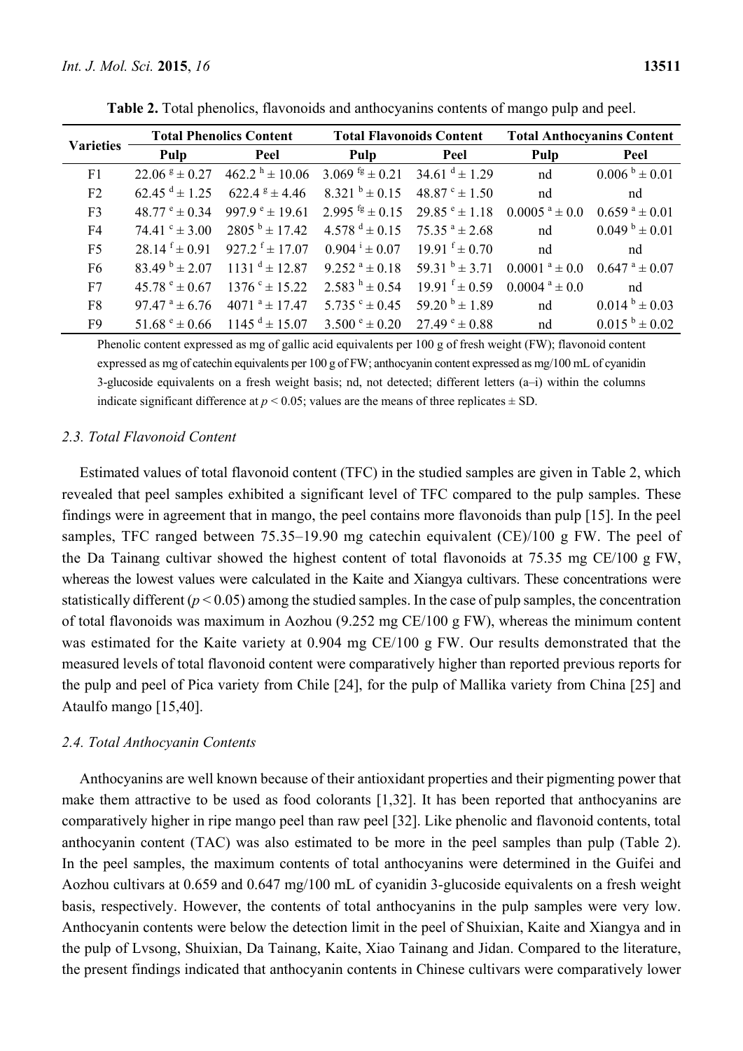**Table 2.** Total phenolics, flavonoids and anthocyanins contents of mango pulp and peel.

| Varieties | Total Phenolics Content | | Total Flavonoids Content | | Total Anthocyanins Content | |
|---|---|---|---|---|---|---|
| | Pulp | Peel | Pulp | Peel | Pulp | Peel |
| F1 | 22.06 $^{g}$ ± 0.27 | 462.2 $^{h}$ ± 10.06 | 3.069 $^{fg}$ ± 0.21 | 34.61 $^{d}$ ± 1.29 | nd | 0.006 $^{b}$ ± 0.01 |
| F2 | 62.45 $^{d}$ ± 1.25 | 622.4 $^{g}$ ± 4.46 | 8.321 $^{b}$ ± 0.15 | 48.87 $^{c}$ ± 1.50 | nd | nd |
| F3 | 48.77 $^{e}$ ± 0.34 | 997.9 $^{e}$ ± 19.61 | 2.995 $^{fg}$ ± 0.15 | 29.85 $^{e}$ ± 1.18 | 0.0005 $^{a}$ ± 0.0 | 0.659 $^{a}$ ± 0.01 |
| F4 | 74.41 $^{c}$ ± 3.00 | 2805 $^{b}$ ± 17.42 | 4.578 $^{d}$ ± 0.15 | 75.35 $^{a}$ ± 2.68 | nd | 0.049 $^{b}$ ± 0.01 |
| F5 | 28.14 $^{f}$ ± 0.91 | 927.2 $^{f}$ ± 17.07 | 0.904 $^{i}$ ± 0.07 | 19.91 $^{f}$ ± 0.70 | nd | nd |
| F6 | 83.49 $^{b}$ ± 2.07 | 1131 $^{d}$ ± 12.87 | 9.252 $^{a}$ ± 0.18 | 59.31 $^{b}$ ± 3.71 | 0.0001 $^{a}$ ± 0.0 | 0.647 $^{a}$ ± 0.07 |
| F7 | 45.78 $^{e}$ ± 0.67 | 1376 $^{c}$ ± 15.22 | 2.583 $^{h}$ ± 0.54 | 19.91 $^{f}$ ± 0.59 | 0.0004 $^{a}$ ± 0.0 | nd |
| F8 | 97.47 $^{a}$ ± 6.76 | 4071 $^{a}$ ± 17.47 | 5.735 $^{c}$ ± 0.45 | 59.20 $^{b}$ ± 1.89 | nd | 0.014 $^{b}$ ± 0.03 |
| F9 | 51.68 $^{e}$ ± 0.66 | 1145 $^{d}$ ± 15.07 | 3.500 $^{e}$ ± 0.20 | 27.49 $^{e}$ ± 0.88 | nd | 0.015 $^{b}$ ± 0.02 |

Phenolic content expressed as mg of gallic acid equivalents per 100 g of fresh weight (FW); flavonoid content expressed as mg of catechin equivalents per 100 g of FW; anthocyanin content expressed as mg/100 mL of cyanidin 3-glucoside equivalents on a fresh weight basis; nd, not detected; different letters (a–i) within the columns indicate significant difference at $p < 0.05$; values are the means of three replicates ± SD.

### *2.3. Total Flavonoid Content*

Estimated values of total flavonoid content (TFC) in the studied samples are given in Table 2, which revealed that peel samples exhibited a significant level of TFC compared to the pulp samples. These findings were in agreement that in mango, the peel contains more flavonoids than pulp [15]. In the peel samples, TFC ranged between 75.35–19.90 mg catechin equivalent (CE)/100 g FW. The peel of the Da Tainang cultivar showed the highest content of total flavonoids at 75.35 mg CE/100 g FW, whereas the lowest values were calculated in the Kaite and Xiangya cultivars. These concentrations were statistically different ($p < 0.05$) among the studied samples. In the case of pulp samples, the concentration of total flavonoids was maximum in Aozhou (9.252 mg CE/100 g FW), whereas the minimum content was estimated for the Kaite variety at 0.904 mg CE/100 g FW. Our results demonstrated that the measured levels of total flavonoid content were comparatively higher than reported previous reports for the pulp and peel of Pica variety from Chile [24], for the pulp of Mallika variety from China [25] and Ataulfo mango [15,40].

### *2.4. Total Anthocyanin Contents*

Anthocyanins are well known because of their antioxidant properties and their pigmenting power that make them attractive to be used as food colorants [1,32]. It has been reported that anthocyanins are comparatively higher in ripe mango peel than raw peel [32]. Like phenolic and flavonoid contents, total anthocyanin content (TAC) was also estimated to be more in the peel samples than pulp (Table 2). In the peel samples, the maximum contents of total anthocyanins were determined in the Guifei and Aozhou cultivars at 0.659 and 0.647 mg/100 mL of cyanidin 3-glucoside equivalents on a fresh weight basis, respectively. However, the contents of total anthocyanins in the pulp samples were very low. Anthocyanin contents were below the detection limit in the peel of Shuixian, Kaite and Xiangya and in the pulp of Lvsong, Shuixian, Da Tainang, Kaite, Xiao Tainang and Jidan. Compared to the literature, the present findings indicated that anthocyanin contents in Chinese cultivars were comparatively lower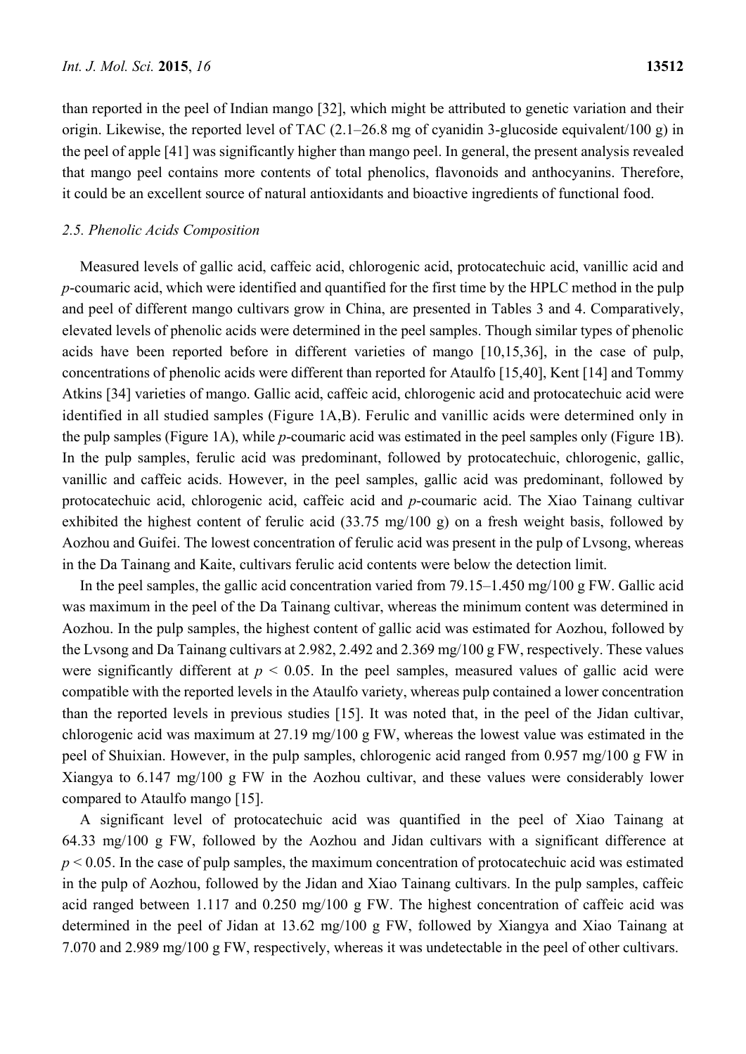than reported in the peel of Indian mango [32], which might be attributed to genetic variation and their origin. Likewise, the reported level of TAC (2.1–26.8 mg of cyanidin 3-glucoside equivalent/100 g) in the peel of apple [41] was significantly higher than mango peel. In general, the present analysis revealed that mango peel contains more contents of total phenolics, flavonoids and anthocyanins. Therefore, it could be an excellent source of natural antioxidants and bioactive ingredients of functional food.

### *2.5. Phenolic Acids Composition*

Measured levels of gallic acid, caffeic acid, chlorogenic acid, protocatechuic acid, vanillic acid and *p*-coumaric acid, which were identified and quantified for the first time by the HPLC method in the pulp and peel of different mango cultivars grow in China, are presented in Tables 3 and 4. Comparatively, elevated levels of phenolic acids were determined in the peel samples. Though similar types of phenolic acids have been reported before in different varieties of mango [10,15,36], in the case of pulp, concentrations of phenolic acids were different than reported for Ataulfo [15,40], Kent [14] and Tommy Atkins [34] varieties of mango. Gallic acid, caffeic acid, chlorogenic acid and protocatechuic acid were identified in all studied samples (Figure 1A,B). Ferulic and vanillic acids were determined only in the pulp samples (Figure 1A), while *p*-coumaric acid was estimated in the peel samples only (Figure 1B). In the pulp samples, ferulic acid was predominant, followed by protocatechuic, chlorogenic, gallic, vanillic and caffeic acids. However, in the peel samples, gallic acid was predominant, followed by protocatechuic acid, chlorogenic acid, caffeic acid and *p*-coumaric acid. The Xiao Tainang cultivar exhibited the highest content of ferulic acid (33.75 mg/100 g) on a fresh weight basis, followed by Aozhou and Guifei. The lowest concentration of ferulic acid was present in the pulp of Lvsong, whereas in the Da Tainang and Kaite, cultivars ferulic acid contents were below the detection limit.

In the peel samples, the gallic acid concentration varied from 79.15–1.450 mg/100 g FW. Gallic acid was maximum in the peel of the Da Tainang cultivar, whereas the minimum content was determined in Aozhou. In the pulp samples, the highest content of gallic acid was estimated for Aozhou, followed by the Lvsong and Da Tainang cultivars at 2.982, 2.492 and 2.369 mg/100 g FW, respectively. These values were significantly different at $p < 0.05$. In the peel samples, measured values of gallic acid were compatible with the reported levels in the Ataulfo variety, whereas pulp contained a lower concentration than the reported levels in previous studies [15]. It was noted that, in the peel of the Jidan cultivar, chlorogenic acid was maximum at 27.19 mg/100 g FW, whereas the lowest value was estimated in the peel of Shuixian. However, in the pulp samples, chlorogenic acid ranged from 0.957 mg/100 g FW in Xiangya to 6.147 mg/100 g FW in the Aozhou cultivar, and these values were considerably lower compared to Ataulfo mango [15].

A significant level of protocatechuic acid was quantified in the peel of Xiao Tainang at 64.33 mg/100 g FW, followed by the Aozhou and Jidan cultivars with a significant difference at $p < 0.05$. In the case of pulp samples, the maximum concentration of protocatechuic acid was estimated in the pulp of Aozhou, followed by the Jidan and Xiao Tainang cultivars. In the pulp samples, caffeic acid ranged between 1.117 and 0.250 mg/100 g FW. The highest concentration of caffeic acid was determined in the peel of Jidan at 13.62 mg/100 g FW, followed by Xiangya and Xiao Tainang at 7.070 and 2.989 mg/100 g FW, respectively, whereas it was undetectable in the peel of other cultivars.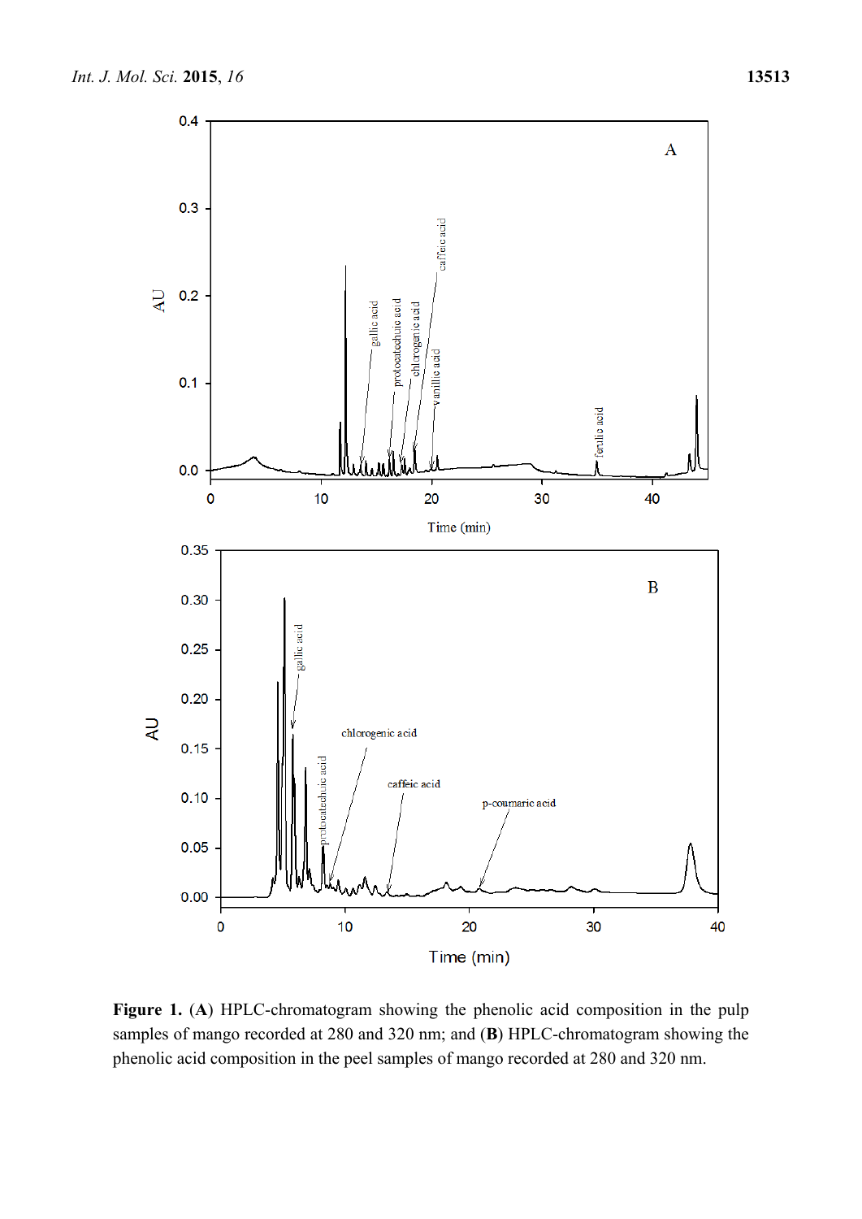**Figure 1.** (**A**) HPLC-chromatogram showing the phenolic acid composition in the pulp samples of mango recorded at 280 and 320 nm; and (**B**) HPLC-chromatogram showing the phenolic acid composition in the peel samples of mango recorded at 280 and 320 nm.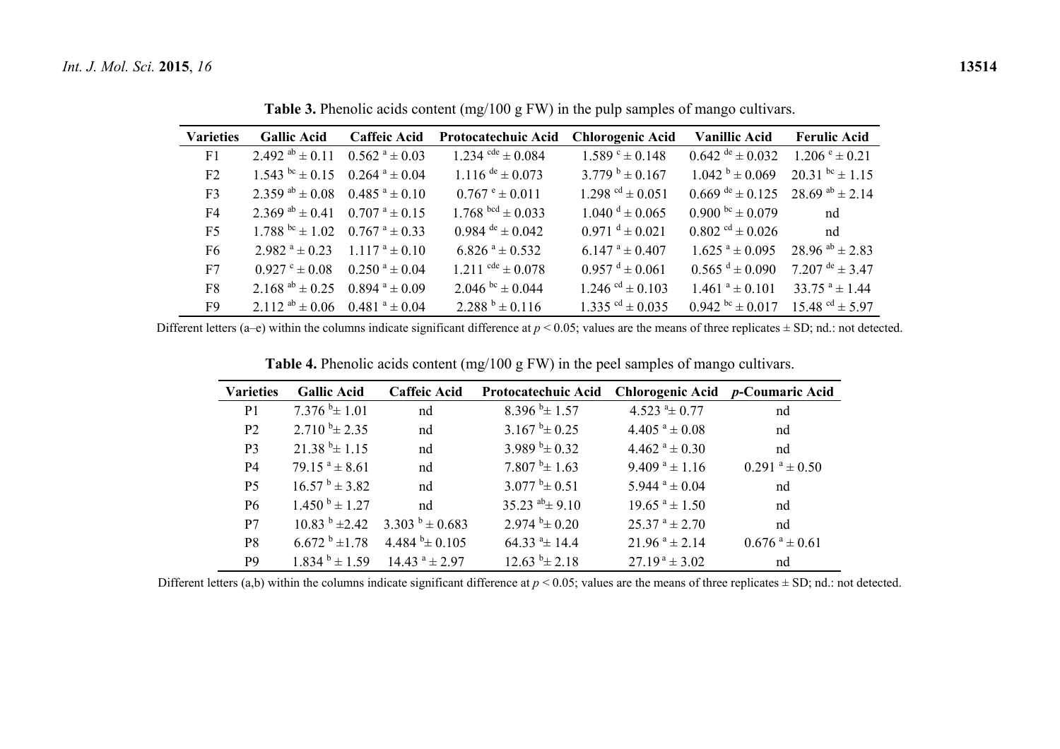**Table 3.** Phenolic acids content (mg/100 g FW) in the pulp samples of mango cultivars.

| Varieties | Gallic Acid | Caffeic Acid | Protocatechuic Acid | Chlorogenic Acid | Vanillic Acid | Ferulic Acid |
|---|---|---|---|---|---|---|
| F1 | 2.492 $^{ab}$ ± 0.11 | 0.562 $^{a}$ ± 0.03 | 1.234 $^{cde}$ ± 0.084 | 1.589 $^{c}$ ± 0.148 | 0.642 $^{de}$ ± 0.032 | 1.206 $^{e}$ ± 0.21 |
| F2 | 1.543 $^{bc}$ ± 0.15 | 0.264 $^{a}$ ± 0.04 | 1.116 $^{de}$ ± 0.073 | 3.779 $^{b}$ ± 0.167 | 1.042 $^{b}$ ± 0.069 | 20.31 $^{bc}$ ± 1.15 |
| F3 | 2.359 $^{ab}$ ± 0.08 | 0.485 $^{a}$ ± 0.10 | 0.767 $^{e}$ ± 0.011 | 1.298 $^{cd}$ ± 0.051 | 0.669 $^{de}$ ± 0.125 | 28.69 $^{ab}$ ± 2.14 |
| F4 | 2.369 $^{ab}$ ± 0.41 | 0.707 $^{a}$ ± 0.15 | 1.768 $^{bcd}$ ± 0.033 | 1.040 $^{d}$ ± 0.065 | 0.900 $^{bc}$ ± 0.079 | nd |
| F5 | 1.788 $^{bc}$ ± 1.02 | 0.767 $^{a}$ ± 0.33 | 0.984 $^{de}$ ± 0.042 | 0.971 $^{d}$ ± 0.021 | 0.802 $^{cd}$ ± 0.026 | nd |
| F6 | 2.982 $^{a}$ ± 0.23 | 1.117 $^{a}$ ± 0.10 | 6.826 $^{a}$ ± 0.532 | 6.147 $^{a}$ ± 0.407 | 1.625 $^{a}$ ± 0.095 | 28.96 $^{ab}$ ± 2.83 |
| F7 | 0.927 $^{c}$ ± 0.08 | 0.250 $^{a}$ ± 0.04 | 1.211 $^{cde}$ ± 0.078 | 0.957 $^{d}$ ± 0.061 | 0.565 $^{d}$ ± 0.090 | 7.207 $^{de}$ ± 3.47 |
| F8 | 2.168 $^{ab}$ ± 0.25 | 0.894 $^{a}$ ± 0.09 | 2.046 $^{bc}$ ± 0.044 | 1.246 $^{cd}$ ± 0.103 | 1.461 $^{a}$ ± 0.101 | 33.75 $^{a}$ ± 1.44 |
| F9 | 2.112 $^{ab}$ ± 0.06 | 0.481 $^{a}$ ± 0.04 | 2.288 $^{b}$ ± 0.116 | 1.335 $^{cd}$ ± 0.035 | 0.942 $^{bc}$ ± 0.017 | 15.48 $^{cd}$ ± 5.97 |

Different letters (a–e) within the columns indicate significant difference at $p < 0.05$; values are the means of three replicates ± SD; nd.: not detected.

**Table 4.** Phenolic acids content (mg/100 g FW) in the peel samples of mango cultivars.

| Varieties | Gallic Acid | Caffeic Acid | Protocatechuic Acid | Chlorogenic Acid | *p*-Coumaric Acid |
|---|---|---|---|---|---|
| P1 | 7.376 $^{b}$ ± 1.01 | nd | 8.396 $^{b}$ ± 1.57 | 4.523 $^{a}$ ± 0.77 | nd |
| P2 | 2.710 $^{b}$ ± 2.35 | nd | 3.167 $^{b}$ ± 0.25 | 4.405 $^{a}$ ± 0.08 | nd |
| P3 | 21.38 $^{b}$ ± 1.15 | nd | 3.989 $^{b}$ ± 0.32 | 4.462 $^{a}$ ± 0.30 | nd |
| P4 | 79.15 $^{a}$ ± 8.61 | nd | 7.807 $^{b}$ ± 1.63 | 9.409 $^{a}$ ± 1.16 | 0.291 $^{a}$ ± 0.50 |
| P5 | 16.57 $^{b}$ ± 3.82 | nd | 3.077 $^{b}$ ± 0.51 | 5.944 $^{a}$ ± 0.04 | nd |
| P6 | 1.450 $^{b}$ ± 1.27 | nd | 35.23 $^{ab}$ ± 9.10 | 19.65 $^{a}$ ± 1.50 | nd |
| P7 | 10.83 $^{b}$ ± 2.42 | 3.303 $^{b}$ ± 0.683 | 2.974 $^{b}$ ± 0.20 | 25.37 $^{a}$ ± 2.70 | nd |
| P8 | 6.672 $^{b}$ ± 1.78 | 4.484 $^{b}$ ± 0.105 | 64.33 $^{a}$ ± 14.4 | 21.96 $^{a}$ ± 2.14 | 0.676 $^{a}$ ± 0.61 |
| P9 | 1.834 $^{b}$ ± 1.59 | 14.43 $^{a}$ ± 2.97 | 12.63 $^{b}$ ± 2.18 | 27.19 $^{a}$ ± 3.02 | nd |

Different letters (a,b) within the columns indicate significant difference at $p < 0.05$; values are the means of three replicates ± SD; nd.: not detected.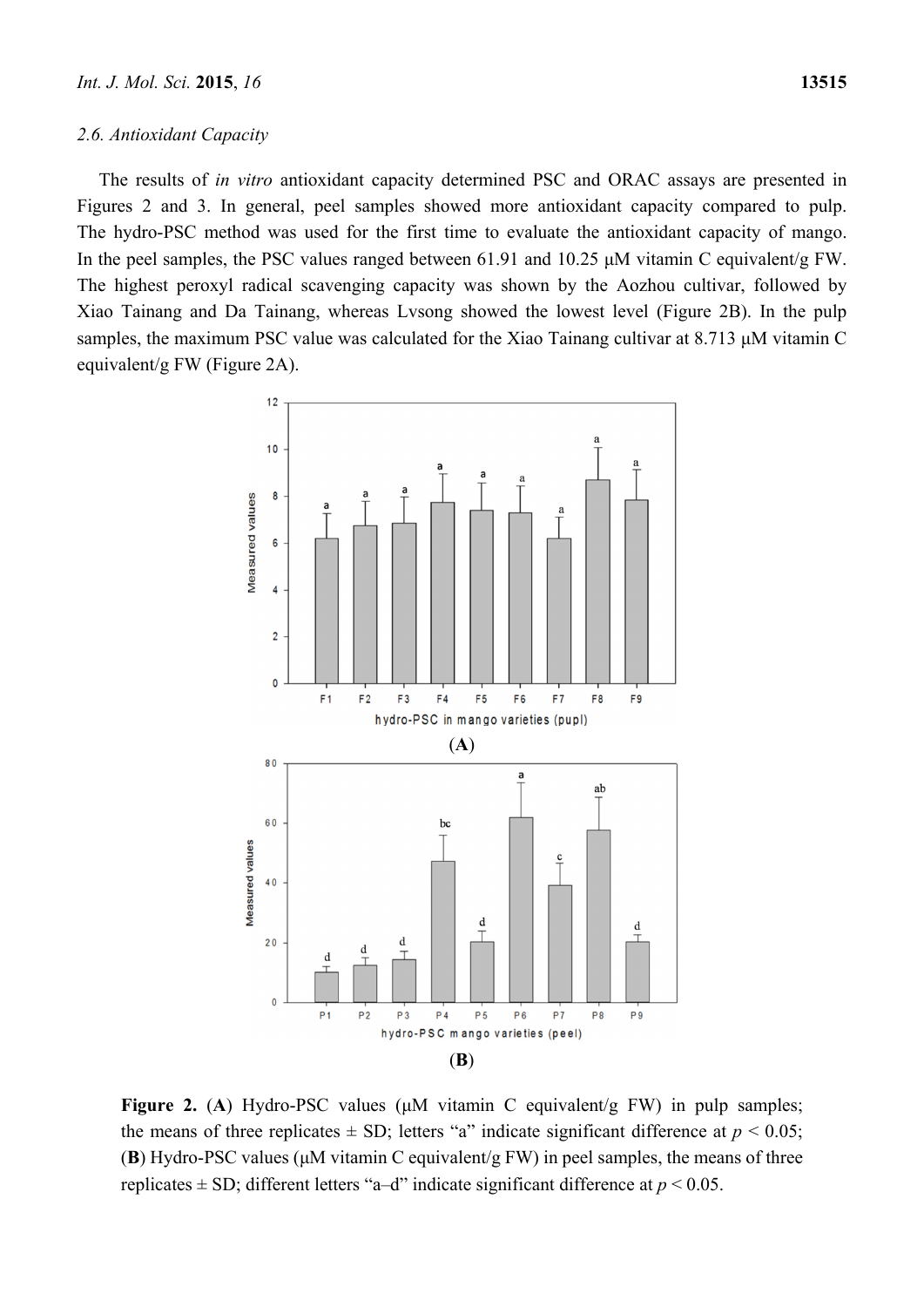### 2.6. Antioxidant Capacity

The results of *in vitro* antioxidant capacity determined PSC and ORAC assays are presented in Figures 2 and 3. In general, peel samples showed more antioxidant capacity compared to pulp. The hydro-PSC method was used for the first time to evaluate the antioxidant capacity of mango. In the peel samples, the PSC values ranged between 61.91 and 10.25 µM vitamin C equivalent/g FW. The highest peroxyl radical scavenging capacity was shown by the Aozhou cultivar, followed by Xiao Tainang and Da Tainang, whereas Lvsong showed the lowest level (Figure 2B). In the pulp samples, the maximum PSC value was calculated for the Xiao Tainang cultivar at 8.713 µM vitamin C equivalent/g FW (Figure 2A).

**Figure 2.** (**A**) Hydro-PSC values (µM vitamin C equivalent/g FW) in pulp samples; the means of three replicates ± SD; letters "a" indicate significant difference at $p < 0.05$; (**B**) Hydro-PSC values (µM vitamin C equivalent/g FW) in peel samples, the means of three replicates ± SD; different letters "a–d" indicate significant difference at $p < 0.05$.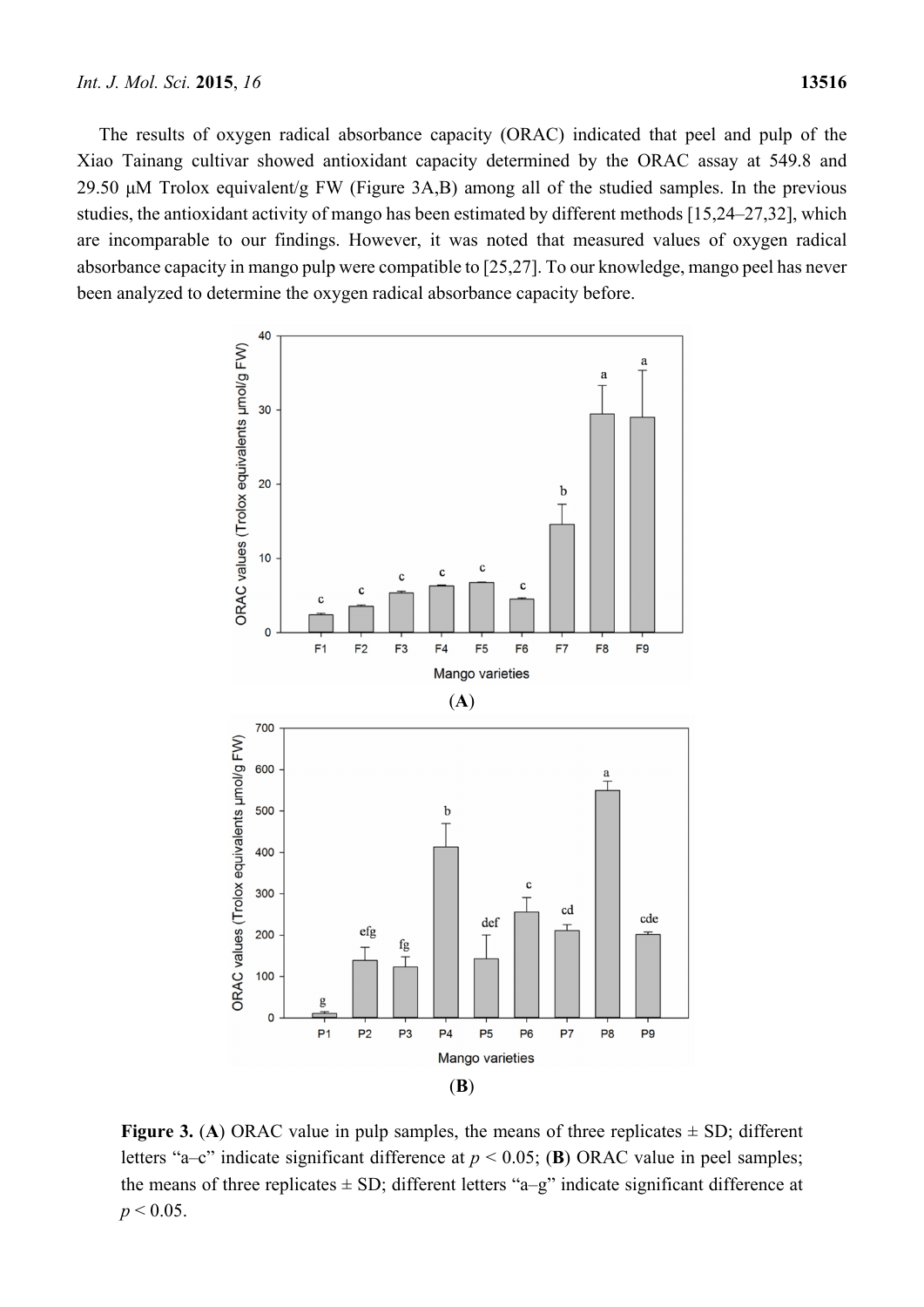The results of oxygen radical absorbance capacity (ORAC) indicated that peel and pulp of the Xiao Tainang cultivar showed antioxidant capacity determined by the ORAC assay at 549.8 and 29.50 μM Trolox equivalent/g FW (Figure 3A,B) among all of the studied samples. In the previous studies, the antioxidant activity of mango has been estimated by different methods [15,24–27,32], which are incomparable to our findings. However, it was noted that measured values of oxygen radical absorbance capacity in mango pulp were compatible to [25,27]. To our knowledge, mango peel has never been analyzed to determine the oxygen radical absorbance capacity before.

**Figure 3.** (**A**) ORAC value in pulp samples, the means of three replicates ± SD; different letters "a–c" indicate significant difference at $p < 0.05$; (**B**) ORAC value in peel samples; the means of three replicates ± SD; different letters "a–g" indicate significant difference at $p < 0.05$.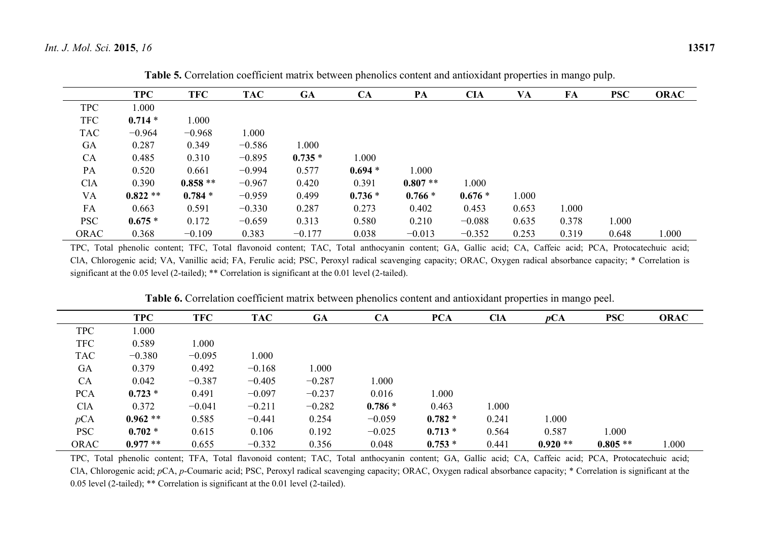**Table 5.** Correlation coefficient matrix between phenolics content and antioxidant properties in mango pulp.

| | TPC | TFC | TAC | GA | CA | PA | ClA | VA | FA | PSC | ORAC |
|---|---|---|---|---|---|---|---|---|---|---|---|
| TPC | 1.000 | | | | | | | | | | |
| TFC | **0.714** * | 1.000 | | | | | | | | | |
| TAC | −0.964 | −0.968 | 1.000 | | | | | | | | |
| GA | 0.287 | 0.349 | −0.586 | 1.000 | | | | | | | |
| CA | 0.485 | 0.310 | −0.895 | **0.735** * | 1.000 | | | | | | |
| PA | 0.520 | 0.661 | −0.994 | 0.577 | **0.694** * | 1.000 | | | | | |
| ClA | 0.390 | **0.858** ** | −0.967 | 0.420 | 0.391 | **0.807** ** | 1.000 | | | | |
| VA | **0.822** ** | **0.784** * | −0.959 | 0.499 | **0.736** * | **0.766** * | **0.676** * | 1.000 | | | |
| FA | 0.663 | 0.591 | −0.330 | 0.287 | 0.273 | 0.402 | 0.453 | 0.653 | 1.000 | | |
| PSC | **0.675** * | 0.172 | −0.659 | 0.313 | 0.580 | 0.210 | −0.088 | 0.635 | 0.378 | 1.000 | |
| ORAC | 0.368 | −0.109 | 0.383 | −0.177 | 0.038 | −0.013 | −0.352 | 0.253 | 0.319 | 0.648 | 1.000 |

TPC, Total phenolic content; TFC, Total flavonoid content; TAC, Total anthocyanin content; GA, Gallic acid; CA, Caffeic acid; PCA, Protocatechuic acid; ClA, Chlorogenic acid; VA, Vanillic acid; FA, Ferulic acid; PSC, Peroxyl radical scavenging capacity; ORAC, Oxygen radical absorbance capacity; * Correlation is significant at the 0.05 level (2-tailed); ** Correlation is significant at the 0.01 level (2-tailed).

**Table 6.** Correlation coefficient matrix between phenolics content and antioxidant properties in mango peel.

| | TPC | TFC | TAC | GA | CA | PCA | ClA | *p*CA | PSC | ORAC |
|---|---|---|---|---|---|---|---|---|---|---|
| TPC | 1.000 | | | | | | | | | |
| TFC | 0.589 | 1.000 | | | | | | | | |
| TAC | −0.380 | −0.095 | 1.000 | | | | | | | |
| GA | 0.379 | 0.492 | −0.168 | 1.000 | | | | | | |
| CA | 0.042 | −0.387 | −0.405 | −0.287 | 1.000 | | | | | |
| PCA | **0.723** * | 0.491 | −0.097 | −0.237 | 0.016 | 1.000 | | | | |
| ClA | 0.372 | −0.041 | −0.211 | −0.282 | **0.786** * | 0.463 | 1.000 | | | |
| *p*CA | **0.962** ** | 0.585 | −0.441 | 0.254 | −0.059 | **0.782** * | 0.241 | 1.000 | | |
| PSC | **0.702** * | 0.615 | 0.106 | 0.192 | −0.025 | **0.713** * | 0.564 | 0.587 | 1.000 | |
| ORAC | **0.977** ** | 0.655 | −0.332 | 0.356 | 0.048 | **0.753** * | 0.441 | **0.920** ** | **0.805** ** | 1.000 |

TPC, Total phenolic content; TFA, Total flavonoid content; TAC, Total anthocyanin content; GA, Gallic acid; CA, Caffeic acid; PCA, Protocatechuic acid; ClA, Chlorogenic acid; *p*CA, *p*-Coumaric acid; PSC, Peroxyl radical scavenging capacity; ORAC, Oxygen radical absorbance capacity; * Correlation is significant at the 0.05 level (2-tailed); ** Correlation is significant at the 0.01 level (2-tailed).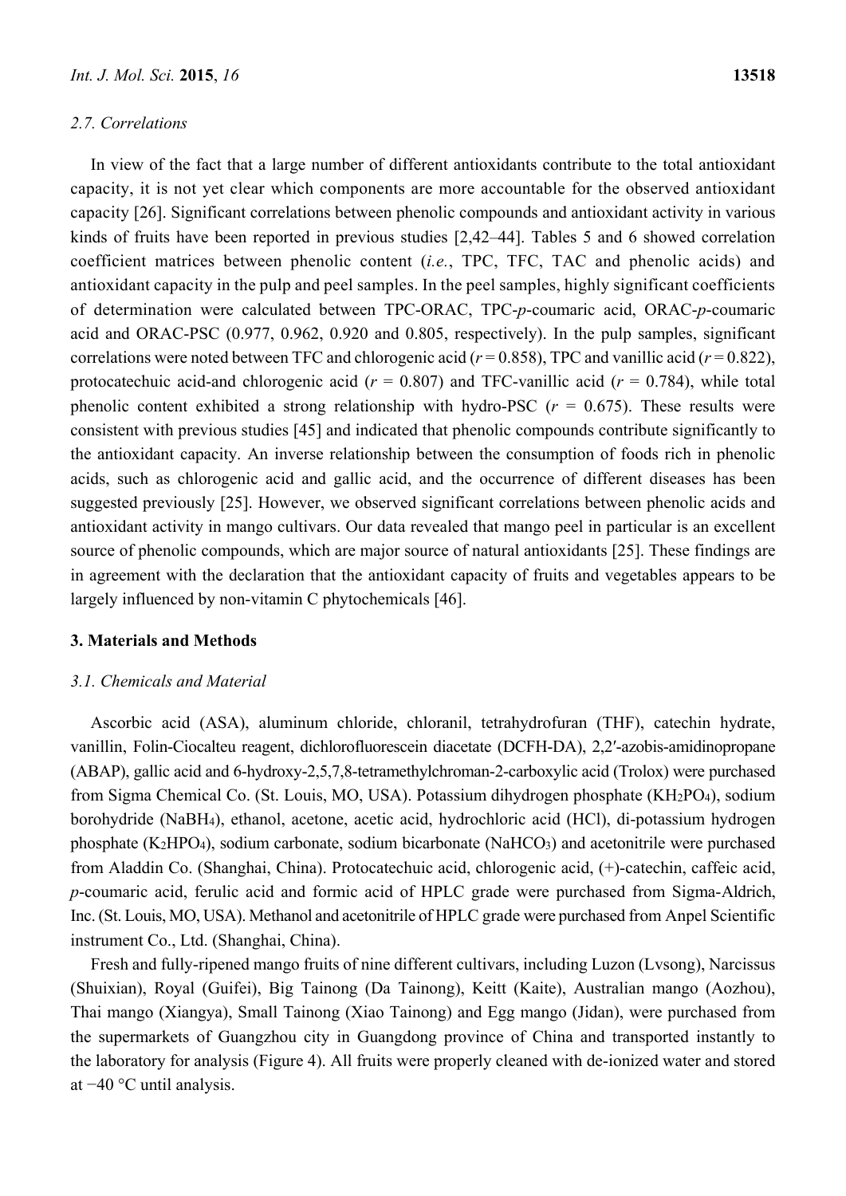### 2.7. Correlations

In view of the fact that a large number of different antioxidants contribute to the total antioxidant capacity, it is not yet clear which components are more accountable for the observed antioxidant capacity [26]. Significant correlations between phenolic compounds and antioxidant activity in various kinds of fruits have been reported in previous studies [2,42–44]. Tables 5 and 6 showed correlation coefficient matrices between phenolic content (*i.e.*, TPC, TFC, TAC and phenolic acids) and antioxidant capacity in the pulp and peel samples. In the peel samples, highly significant coefficients of determination were calculated between TPC-ORAC, TPC-*p*-coumaric acid, ORAC-*p*-coumaric acid and ORAC-PSC (0.977, 0.962, 0.920 and 0.805, respectively). In the pulp samples, significant correlations were noted between TFC and chlorogenic acid ($r = 0.858$), TPC and vanillic acid ($r = 0.822$), protocatechuic acid-and chlorogenic acid ($r = 0.807$) and TFC-vanillic acid ($r = 0.784$), while total phenolic content exhibited a strong relationship with hydro-PSC ($r = 0.675$). These results were consistent with previous studies [45] and indicated that phenolic compounds contribute significantly to the antioxidant capacity. An inverse relationship between the consumption of foods rich in phenolic acids, such as chlorogenic acid and gallic acid, and the occurrence of different diseases has been suggested previously [25]. However, we observed significant correlations between phenolic acids and antioxidant activity in mango cultivars. Our data revealed that mango peel in particular is an excellent source of phenolic compounds, which are major source of natural antioxidants [25]. These findings are in agreement with the declaration that the antioxidant capacity of fruits and vegetables appears to be largely influenced by non-vitamin C phytochemicals [46].

## 3. Materials and Methods

### 3.1. Chemicals and Material

Ascorbic acid (ASA), aluminum chloride, chloranil, tetrahydrofuran (THF), catechin hydrate, vanillin, Folin-Ciocalteu reagent, dichlorofluorescein diacetate (DCFH-DA), 2,2′-azobis-amidinopropane (ABAP), gallic acid and 6-hydroxy-2,5,7,8-tetramethylchroman-2-carboxylic acid (Trolox) were purchased from Sigma Chemical Co. (St. Louis, MO, USA). Potassium dihydrogen phosphate ($KH_2PO_4$), sodium borohydride ($NaBH_4$), ethanol, acetone, acetic acid, hydrochloric acid (HCl), di-potassium hydrogen phosphate ($K_2HPO_4$), sodium carbonate, sodium bicarbonate ($NaHCO_3$) and acetonitrile were purchased from Aladdin Co. (Shanghai, China). Protocatechuic acid, chlorogenic acid, (+)-catechin, caffeic acid, *p*-coumaric acid, ferulic acid and formic acid of HPLC grade were purchased from Sigma-Aldrich, Inc. (St. Louis, MO, USA). Methanol and acetonitrile of HPLC grade were purchased from Anpel Scientific instrument Co., Ltd. (Shanghai, China).

Fresh and fully-ripened mango fruits of nine different cultivars, including Luzon (Lvsong), Narcissus (Shuixian), Royal (Guifei), Big Tainong (Da Tainong), Keitt (Kaite), Australian mango (Aozhou), Thai mango (Xiangya), Small Tainong (Xiao Tainong) and Egg mango (Jidan), were purchased from the supermarkets of Guangzhou city in Guangdong province of China and transported instantly to the laboratory for analysis (Figure 4). All fruits were properly cleaned with de-ionized water and stored at −40 °C until analysis.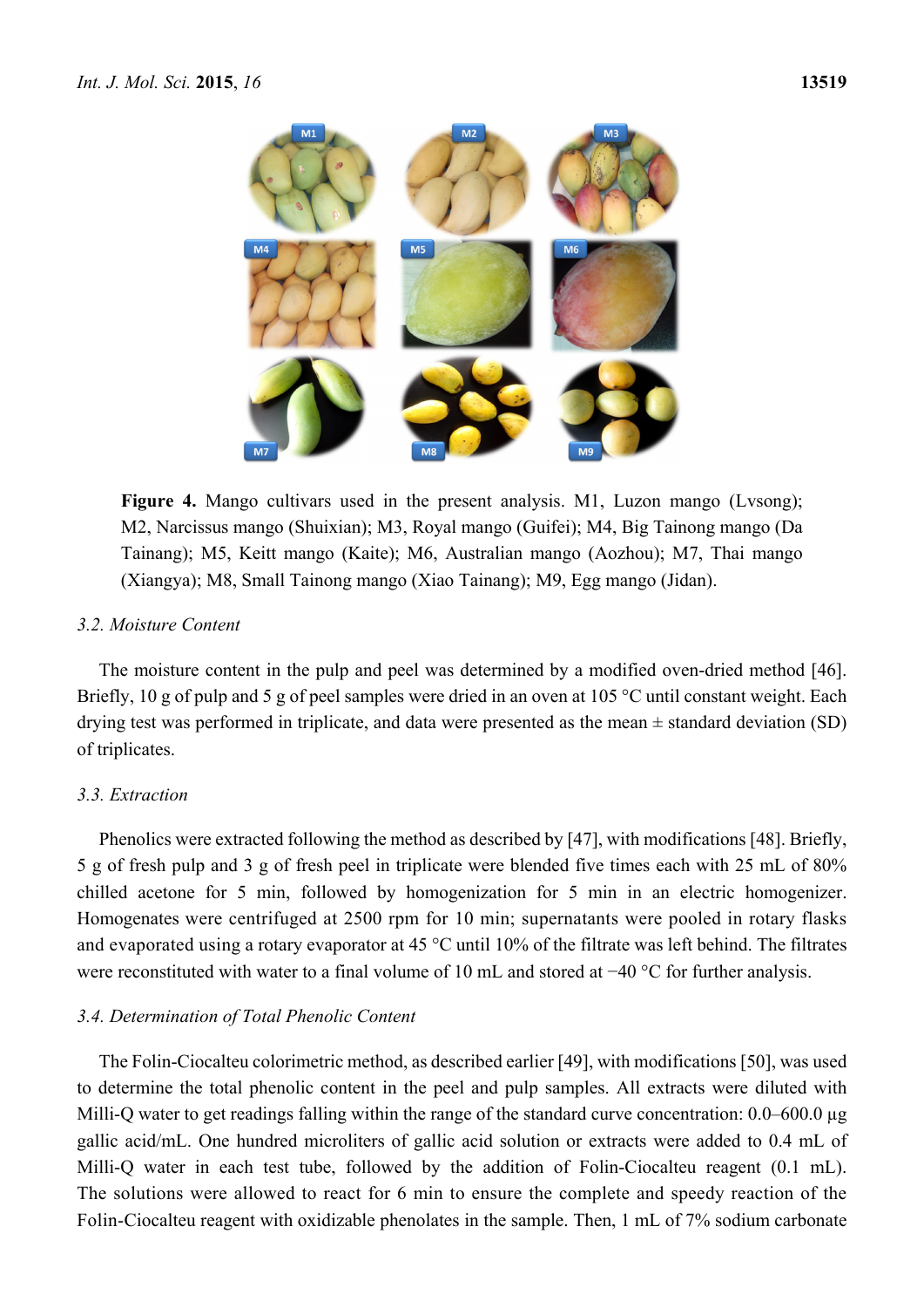**Figure 4.** Mango cultivars used in the present analysis. M1, Luzon mango (Lvsong); M2, Narcissus mango (Shuixian); M3, Royal mango (Guifei); M4, Big Tainong mango (Da Tainang); M5, Keitt mango (Kaite); M6, Australian mango (Aozhou); M7, Thai mango (Xiangya); M8, Small Tainong mango (Xiao Tainang); M9, Egg mango (Jidan).

### *3.2. Moisture Content*

The moisture content in the pulp and peel was determined by a modified oven-dried method [46]. Briefly, 10 g of pulp and 5 g of peel samples were dried in an oven at 105 °C until constant weight. Each drying test was performed in triplicate, and data were presented as the mean ± standard deviation (SD) of triplicates.

### *3.3. Extraction*

Phenolics were extracted following the method as described by [47], with modifications [48]. Briefly, 5 g of fresh pulp and 3 g of fresh peel in triplicate were blended five times each with 25 mL of 80% chilled acetone for 5 min, followed by homogenization for 5 min in an electric homogenizer. Homogenates were centrifuged at 2500 rpm for 10 min; supernatants were pooled in rotary flasks and evaporated using a rotary evaporator at 45 °C until 10% of the filtrate was left behind. The filtrates were reconstituted with water to a final volume of 10 mL and stored at −40 °C for further analysis.

### *3.4. Determination of Total Phenolic Content*

The Folin-Ciocalteu colorimetric method, as described earlier [49], with modifications [50], was used to determine the total phenolic content in the peel and pulp samples. All extracts were diluted with Milli-Q water to get readings falling within the range of the standard curve concentration: 0.0–600.0 μg gallic acid/mL. One hundred microliters of gallic acid solution or extracts were added to 0.4 mL of Milli-Q water in each test tube, followed by the addition of Folin-Ciocalteu reagent (0.1 mL). The solutions were allowed to react for 6 min to ensure the complete and speedy reaction of the Folin-Ciocalteu reagent with oxidizable phenolates in the sample. Then, 1 mL of 7% sodium carbonate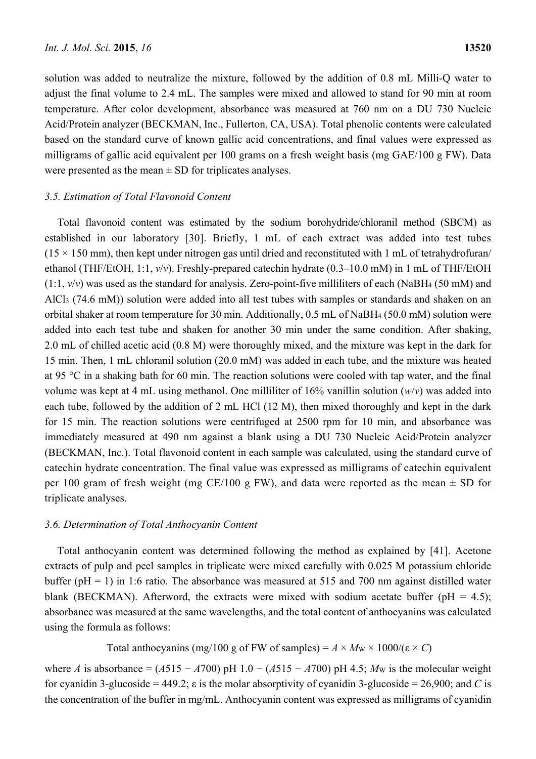solution was added to neutralize the mixture, followed by the addition of 0.8 mL Milli-Q water to adjust the final volume to 2.4 mL. The samples were mixed and allowed to stand for 90 min at room temperature. After color development, absorbance was measured at 760 nm on a DU 730 Nucleic Acid/Protein analyzer (BECKMAN, Inc., Fullerton, CA, USA). Total phenolic contents were calculated based on the standard curve of known gallic acid concentrations, and final values were expressed as milligrams of gallic acid equivalent per 100 grams on a fresh weight basis (mg GAE/100 g FW). Data were presented as the mean ± SD for triplicates analyses.

### *3.5. Estimation of Total Flavonoid Content*

Total flavonoid content was estimated by the sodium borohydride/chloranil method (SBCM) as established in our laboratory [30]. Briefly, 1 mL of each extract was added into test tubes (15 × 150 mm), then kept under nitrogen gas until dried and reconstituted with 1 mL of tetrahydrofuran/ethanol (THF/EtOH, 1:1, *v*/*v*). Freshly-prepared catechin hydrate (0.3–10.0 mM) in 1 mL of THF/EtOH (1:1, *v*/*v*) was used as the standard for analysis. Zero-point-five milliliters of each ($NaBH_4$ (50 mM) and $AlCl_3$ (74.6 mM)) solution were added into all test tubes with samples or standards and shaken on an orbital shaker at room temperature for 30 min. Additionally, 0.5 mL of $NaBH_4$ (50.0 mM) solution were added into each test tube and shaken for another 30 min under the same condition. After shaking, 2.0 mL of chilled acetic acid (0.8 M) were thoroughly mixed, and the mixture was kept in the dark for 15 min. Then, 1 mL chloranil solution (20.0 mM) was added in each tube, and the mixture was heated at 95 °C in a shaking bath for 60 min. The reaction solutions were cooled with tap water, and the final volume was kept at 4 mL using methanol. One milliliter of 16% vanillin solution (*w*/*v*) was added into each tube, followed by the addition of 2 mL HCl (12 M), then mixed thoroughly and kept in the dark for 15 min. The reaction solutions were centrifuged at 2500 rpm for 10 min, and absorbance was immediately measured at 490 nm against a blank using a DU 730 Nucleic Acid/Protein analyzer (BECKMAN, Inc.). Total flavonoid content in each sample was calculated, using the standard curve of catechin hydrate concentration. The final value was expressed as milligrams of catechin equivalent per 100 gram of fresh weight (mg CE/100 g FW), and data were reported as the mean ± SD for triplicate analyses.

### *3.6. Determination of Total Anthocyanin Content*

Total anthocyanin content was determined following the method as explained by [41]. Acetone extracts of pulp and peel samples in triplicate were mixed carefully with 0.025 M potassium chloride buffer (pH = 1) in 1:6 ratio. The absorbance was measured at 515 and 700 nm against distilled water blank (BECKMAN). Afterword, the extracts were mixed with sodium acetate buffer (pH = 4.5); absorbance was measured at the same wavelengths, and the total content of anthocyanins was calculated using the formula as follows:

$$\text{Total anthocyanins (mg/100 g of FW of samples)} = A \times M_W \times 1000/(\varepsilon \times C)$$

where $A$ is absorbance = $(A515 - A700)$ pH 1.0 − $(A515 - A700)$ pH 4.5; $M_W$ is the molecular weight for cyanidin 3-glucoside = 449.2; ε is the molar absorptivity of cyanidin 3-glucoside = 26,900; and $C$ is the concentration of the buffer in mg/mL. Anthocyanin content was expressed as milligrams of cyanidin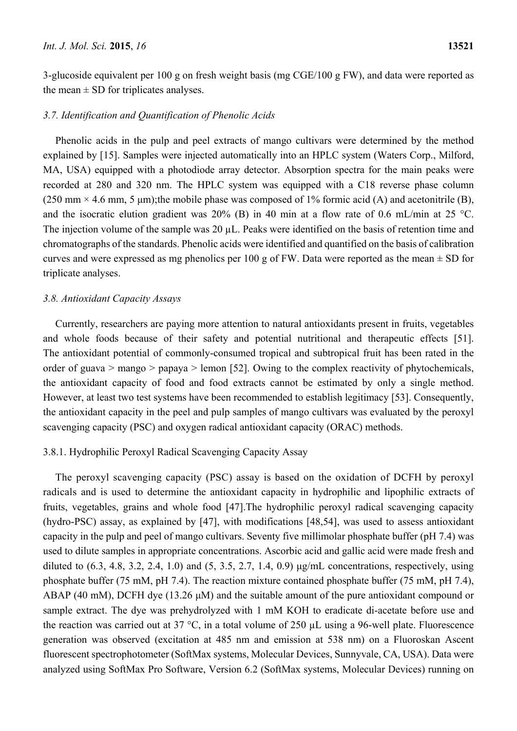3-glucoside equivalent per 100 g on fresh weight basis (mg CGE/100 g FW), and data were reported as the mean ± SD for triplicates analyses.

### *3.7. Identification and Quantification of Phenolic Acids*

Phenolic acids in the pulp and peel extracts of mango cultivars were determined by the method explained by [15]. Samples were injected automatically into an HPLC system (Waters Corp., Milford, MA, USA) equipped with a photodiode array detector. Absorption spectra for the main peaks were recorded at 280 and 320 nm. The HPLC system was equipped with a C18 reverse phase column (250 mm × 4.6 mm, 5 μm);the mobile phase was composed of 1% formic acid (A) and acetonitrile (B), and the isocratic elution gradient was 20% (B) in 40 min at a flow rate of 0.6 mL/min at 25 °C. The injection volume of the sample was 20 μL. Peaks were identified on the basis of retention time and chromatographs of the standards. Phenolic acids were identified and quantified on the basis of calibration curves and were expressed as mg phenolics per 100 g of FW. Data were reported as the mean ± SD for triplicate analyses.

### *3.8. Antioxidant Capacity Assays*

Currently, researchers are paying more attention to natural antioxidants present in fruits, vegetables and whole foods because of their safety and potential nutritional and therapeutic effects [51]. The antioxidant potential of commonly-consumed tropical and subtropical fruit has been rated in the order of guava > mango > papaya > lemon [52]. Owing to the complex reactivity of phytochemicals, the antioxidant capacity of food and food extracts cannot be estimated by only a single method. However, at least two test systems have been recommended to establish legitimacy [53]. Consequently, the antioxidant capacity in the peel and pulp samples of mango cultivars was evaluated by the peroxyl scavenging capacity (PSC) and oxygen radical antioxidant capacity (ORAC) methods.

#### 3.8.1. Hydrophilic Peroxyl Radical Scavenging Capacity Assay

The peroxyl scavenging capacity (PSC) assay is based on the oxidation of DCFH by peroxyl radicals and is used to determine the antioxidant capacity in hydrophilic and lipophilic extracts of fruits, vegetables, grains and whole food [47].The hydrophilic peroxyl radical scavenging capacity (hydro-PSC) assay, as explained by [47], with modifications [48,54], was used to assess antioxidant capacity in the pulp and peel of mango cultivars. Seventy five millimolar phosphate buffer (pH 7.4) was used to dilute samples in appropriate concentrations. Ascorbic acid and gallic acid were made fresh and diluted to (6.3, 4.8, 3.2, 2.4, 1.0) and (5, 3.5, 2.7, 1.4, 0.9) μg/mL concentrations, respectively, using phosphate buffer (75 mM, pH 7.4). The reaction mixture contained phosphate buffer (75 mM, pH 7.4), ABAP (40 mM), DCFH dye (13.26 μM) and the suitable amount of the pure antioxidant compound or sample extract. The dye was prehydrolyzed with 1 mM KOH to eradicate di-acetate before use and the reaction was carried out at 37 °C, in a total volume of 250 μL using a 96-well plate. Fluorescence generation was observed (excitation at 485 nm and emission at 538 nm) on a Fluoroskan Ascent fluorescent spectrophotometer (SoftMax systems, Molecular Devices, Sunnyvale, CA, USA). Data were analyzed using SoftMax Pro Software, Version 6.2 (SoftMax systems, Molecular Devices) running on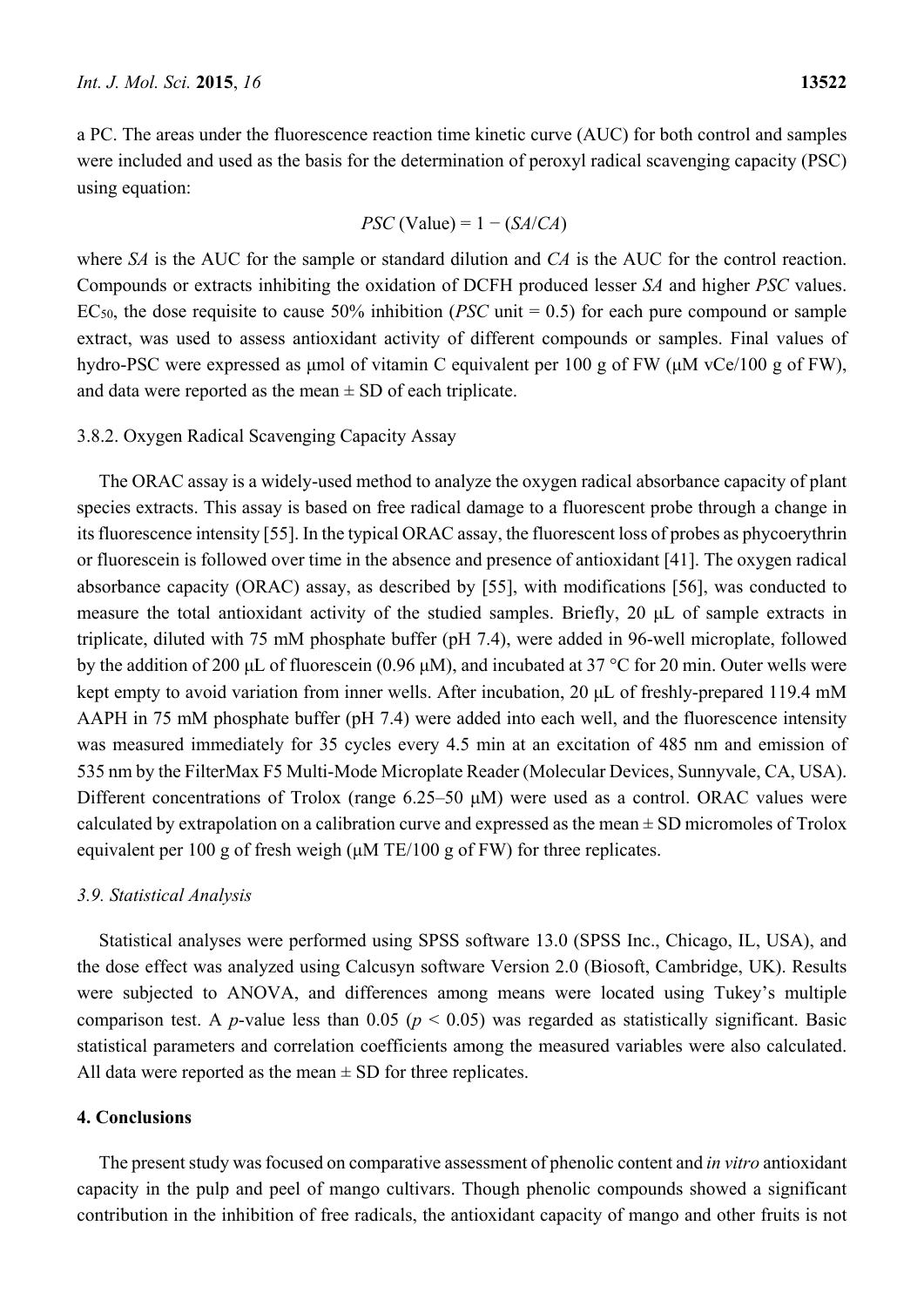a PC. The areas under the fluorescence reaction time kinetic curve (AUC) for both control and samples were included and used as the basis for the determination of peroxyl radical scavenging capacity (PSC) using equation:

$$PSC \text{ (Value)} = 1 - (SA/CA)$$

where $SA$ is the AUC for the sample or standard dilution and $CA$ is the AUC for the control reaction. Compounds or extracts inhibiting the oxidation of DCFH produced lesser $SA$ and higher $PSC$ values. $EC_{50}$, the dose requisite to cause 50% inhibition ($PSC$ unit = 0.5) for each pure compound or sample extract, was used to assess antioxidant activity of different compounds or samples. Final values of hydro-PSC were expressed as μmol of vitamin C equivalent per 100 g of FW (μM vCe/100 g of FW), and data were reported as the mean ± SD of each triplicate.

### 3.8.2. Oxygen Radical Scavenging Capacity Assay

The ORAC assay is a widely-used method to analyze the oxygen radical absorbance capacity of plant species extracts. This assay is based on free radical damage to a fluorescent probe through a change in its fluorescence intensity [55]. In the typical ORAC assay, the fluorescent loss of probes as phycoerythrin or fluorescein is followed over time in the absence and presence of antioxidant [41]. The oxygen radical absorbance capacity (ORAC) assay, as described by [55], with modifications [56], was conducted to measure the total antioxidant activity of the studied samples. Briefly, 20 μL of sample extracts in triplicate, diluted with 75 mM phosphate buffer (pH 7.4), were added in 96-well microplate, followed by the addition of 200 μL of fluorescein (0.96 μM), and incubated at 37 °C for 20 min. Outer wells were kept empty to avoid variation from inner wells. After incubation, 20 μL of freshly-prepared 119.4 mM AAPH in 75 mM phosphate buffer (pH 7.4) were added into each well, and the fluorescence intensity was measured immediately for 35 cycles every 4.5 min at an excitation of 485 nm and emission of 535 nm by the FilterMax F5 Multi-Mode Microplate Reader (Molecular Devices, Sunnyvale, CA, USA). Different concentrations of Trolox (range 6.25–50 μM) were used as a control. ORAC values were calculated by extrapolation on a calibration curve and expressed as the mean ± SD micromoles of Trolox equivalent per 100 g of fresh weigh (μM TE/100 g of FW) for three replicates.

### *3.9. Statistical Analysis*

Statistical analyses were performed using SPSS software 13.0 (SPSS Inc., Chicago, IL, USA), and the dose effect was analyzed using Calcusyn software Version 2.0 (Biosoft, Cambridge, UK). Results were subjected to ANOVA, and differences among means were located using Tukey's multiple comparison test. A $p$-value less than 0.05 ($p < 0.05$) was regarded as statistically significant. Basic statistical parameters and correlation coefficients among the measured variables were also calculated. All data were reported as the mean ± SD for three replicates.

## 4. Conclusions

The present study was focused on comparative assessment of phenolic content and *in vitro* antioxidant capacity in the pulp and peel of mango cultivars. Though phenolic compounds showed a significant contribution in the inhibition of free radicals, the antioxidant capacity of mango and other fruits is not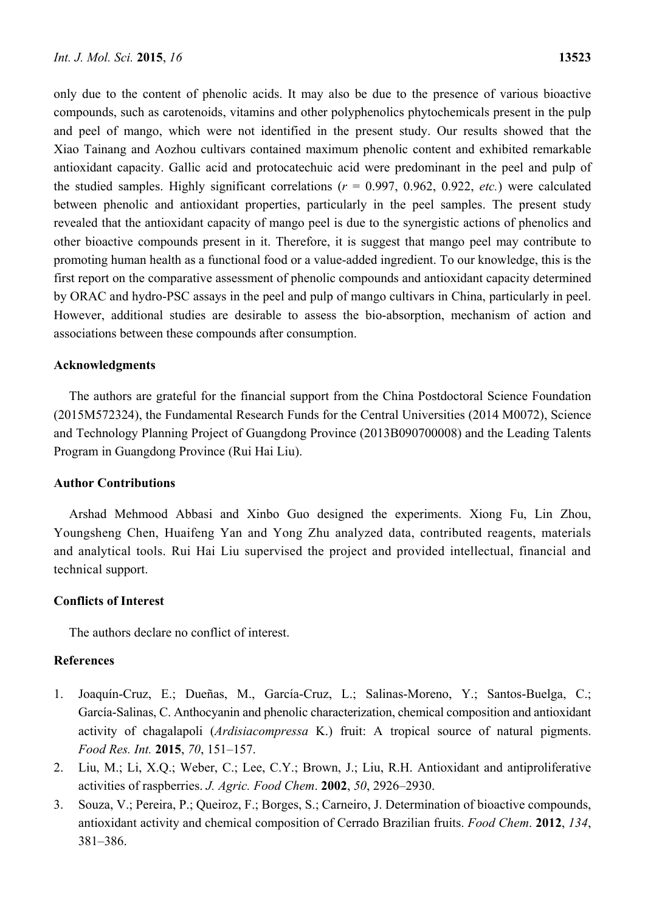only due to the content of phenolic acids. It may also be due to the presence of various bioactive compounds, such as carotenoids, vitamins and other polyphenolics phytochemicals present in the pulp and peel of mango, which were not identified in the present study. Our results showed that the Xiao Tainang and Aozhou cultivars contained maximum phenolic content and exhibited remarkable antioxidant capacity. Gallic acid and protocatechuic acid were predominant in the peel and pulp of the studied samples. Highly significant correlations ($r$ = 0.997, 0.962, 0.922, *etc.*) were calculated between phenolic and antioxidant properties, particularly in the peel samples. The present study revealed that the antioxidant capacity of mango peel is due to the synergistic actions of phenolics and other bioactive compounds present in it. Therefore, it is suggest that mango peel may contribute to promoting human health as a functional food or a value-added ingredient. To our knowledge, this is the first report on the comparative assessment of phenolic compounds and antioxidant capacity determined by ORAC and hydro-PSC assays in the peel and pulp of mango cultivars in China, particularly in peel. However, additional studies are desirable to assess the bio-absorption, mechanism of action and associations between these compounds after consumption.

## Acknowledgments

The authors are grateful for the financial support from the China Postdoctoral Science Foundation (2015M572324), the Fundamental Research Funds for the Central Universities (2014 M0072), Science and Technology Planning Project of Guangdong Province (2013B090700008) and the Leading Talents Program in Guangdong Province (Rui Hai Liu).

## Author Contributions

Arshad Mehmood Abbasi and Xinbo Guo designed the experiments. Xiong Fu, Lin Zhou, Youngsheng Chen, Huaifeng Yan and Yong Zhu analyzed data, contributed reagents, materials and analytical tools. Rui Hai Liu supervised the project and provided intellectual, financial and technical support.

## Conflicts of Interest

The authors declare no conflict of interest.

## References

1. Joaquín-Cruz, E.; Dueñas, M., García-Cruz, L.; Salinas-Moreno, Y.; Santos-Buelga, C.; García-Salinas, C. Anthocyanin and phenolic characterization, chemical composition and antioxidant activity of chagalapoli (*Ardisiacompressa* K.) fruit: A tropical source of natural pigments. *Food Res. Int.* **2015**, *70*, 151–157.
2. Liu, M.; Li, X.Q.; Weber, C.; Lee, C.Y.; Brown, J.; Liu, R.H. Antioxidant and antiproliferative activities of raspberries. *J. Agric. Food Chem*. **2002**, *50*, 2926–2930.
3. Souza, V.; Pereira, P.; Queiroz, F.; Borges, S.; Carneiro, J. Determination of bioactive compounds, antioxidant activity and chemical composition of Cerrado Brazilian fruits. *Food Chem*. **2012**, *134*, 381–386.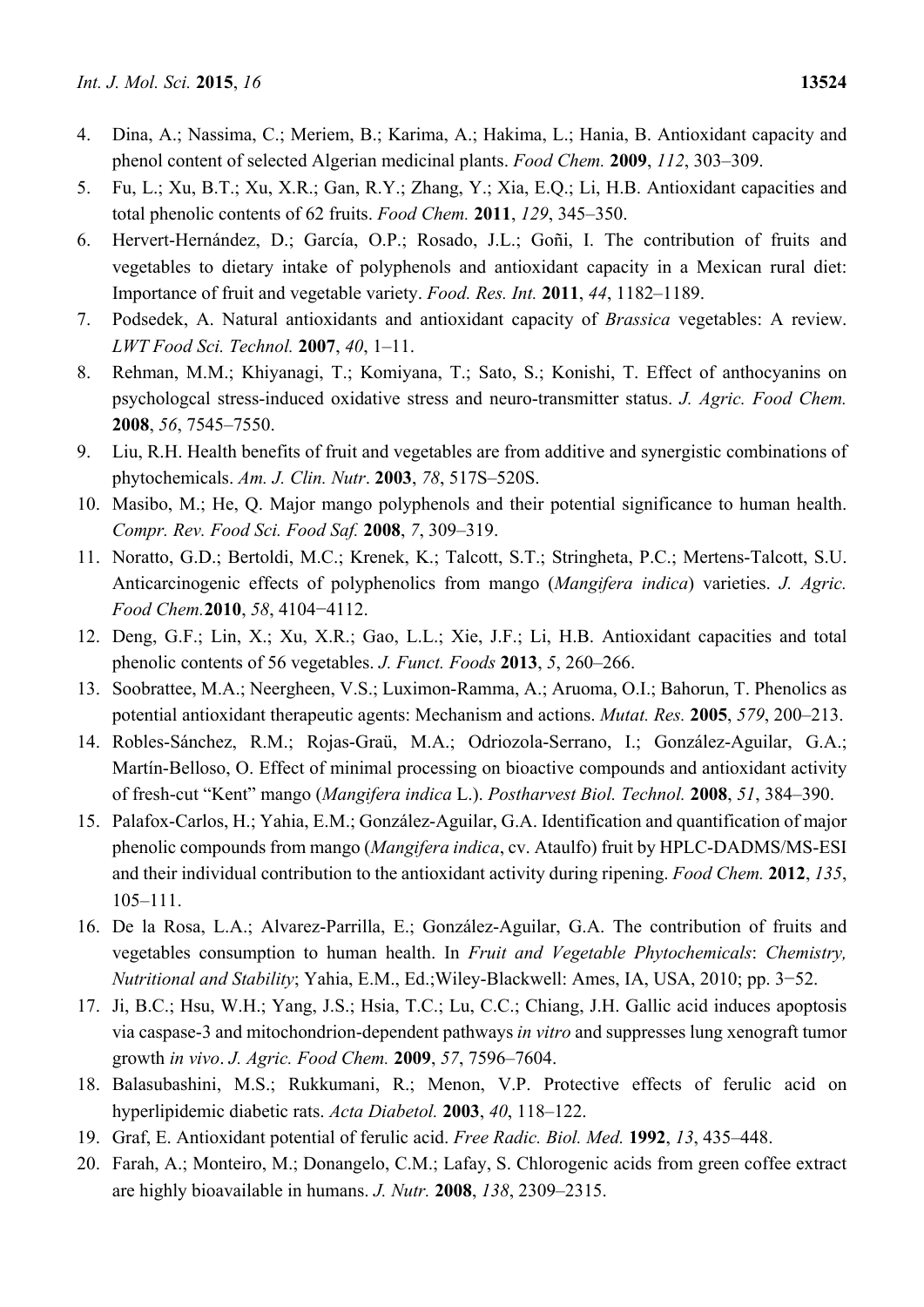4. Dina, A.; Nassima, C.; Meriem, B.; Karima, A.; Hakima, L.; Hania, B. Antioxidant capacity and phenol content of selected Algerian medicinal plants. *Food Chem.* **2009**, *112*, 303–309.
5. Fu, L.; Xu, B.T.; Xu, X.R.; Gan, R.Y.; Zhang, Y.; Xia, E.Q.; Li, H.B. Antioxidant capacities and total phenolic contents of 62 fruits. *Food Chem.* **2011**, *129*, 345–350.
6. Hervert-Hernández, D.; García, O.P.; Rosado, J.L.; Goñi, I. The contribution of fruits and vegetables to dietary intake of polyphenols and antioxidant capacity in a Mexican rural diet: Importance of fruit and vegetable variety. *Food. Res. Int.* **2011**, *44*, 1182–1189.
7. Podsedek, A. Natural antioxidants and antioxidant capacity of *Brassica* vegetables: A review. *LWT Food Sci. Technol.* **2007**, *40*, 1–11.
8. Rehman, M.M.; Khiyanagi, T.; Komiyana, T.; Sato, S.; Konishi, T. Effect of anthocyanins on psychologcal stress-induced oxidative stress and neuro-transmitter status. *J. Agric. Food Chem.* **2008**, *56*, 7545–7550.
9. Liu, R.H. Health benefits of fruit and vegetables are from additive and synergistic combinations of phytochemicals. *Am. J. Clin. Nutr*. **2003**, *78*, 517S–520S.
10. Masibo, M.; He, Q. Major mango polyphenols and their potential significance to human health. *Compr. Rev. Food Sci. Food Saf.* **2008**, *7*, 309–319.
11. Noratto, G.D.; Bertoldi, M.C.; Krenek, K.; Talcott, S.T.; Stringheta, P.C.; Mertens-Talcott, S.U. Anticarcinogenic effects of polyphenolics from mango (*Mangifera indica*) varieties. *J. Agric. Food Chem.* **2010**, *58*, 4104−4112.
12. Deng, G.F.; Lin, X.; Xu, X.R.; Gao, L.L.; Xie, J.F.; Li, H.B. Antioxidant capacities and total phenolic contents of 56 vegetables. *J. Funct. Foods* **2013**, *5*, 260–266.
13. Soobrattee, M.A.; Neergheen, V.S.; Luximon-Ramma, A.; Aruoma, O.I.; Bahorun, T. Phenolics as potential antioxidant therapeutic agents: Mechanism and actions. *Mutat. Res.* **2005**, *579*, 200–213.
14. Robles-Sánchez, R.M.; Rojas-Graü, M.A.; Odriozola-Serrano, I.; González-Aguilar, G.A.; Martín-Belloso, O. Effect of minimal processing on bioactive compounds and antioxidant activity of fresh-cut "Kent" mango (*Mangifera indica* L.). *Postharvest Biol. Technol.* **2008**, *51*, 384–390.
15. Palafox-Carlos, H.; Yahia, E.M.; González-Aguilar, G.A. Identification and quantification of major phenolic compounds from mango (*Mangifera indica*, cv. Ataulfo) fruit by HPLC-DADMS/MS-ESI and their individual contribution to the antioxidant activity during ripening. *Food Chem.* **2012**, *135*, 105–111.
16. De la Rosa, L.A.; Alvarez-Parrilla, E.; González-Aguilar, G.A. The contribution of fruits and vegetables consumption to human health. In *Fruit and Vegetable Phytochemicals*: *Chemistry, Nutritional and Stability*; Yahia, E.M., Ed.;Wiley-Blackwell: Ames, IA, USA, 2010; pp. 3−52.
17. Ji, B.C.; Hsu, W.H.; Yang, J.S.; Hsia, T.C.; Lu, C.C.; Chiang, J.H. Gallic acid induces apoptosis via caspase-3 and mitochondrion-dependent pathways *in vitro* and suppresses lung xenograft tumor growth *in vivo*. *J. Agric. Food Chem.* **2009**, *57*, 7596–7604.
18. Balasubashini, M.S.; Rukkumani, R.; Menon, V.P. Protective effects of ferulic acid on hyperlipidemic diabetic rats. *Acta Diabetol.* **2003**, *40*, 118–122.
19. Graf, E. Antioxidant potential of ferulic acid. *Free Radic. Biol. Med.* **1992**, *13*, 435–448.
20. Farah, A.; Monteiro, M.; Donangelo, C.M.; Lafay, S. Chlorogenic acids from green coffee extract are highly bioavailable in humans. *J. Nutr.* **2008**, *138*, 2309–2315.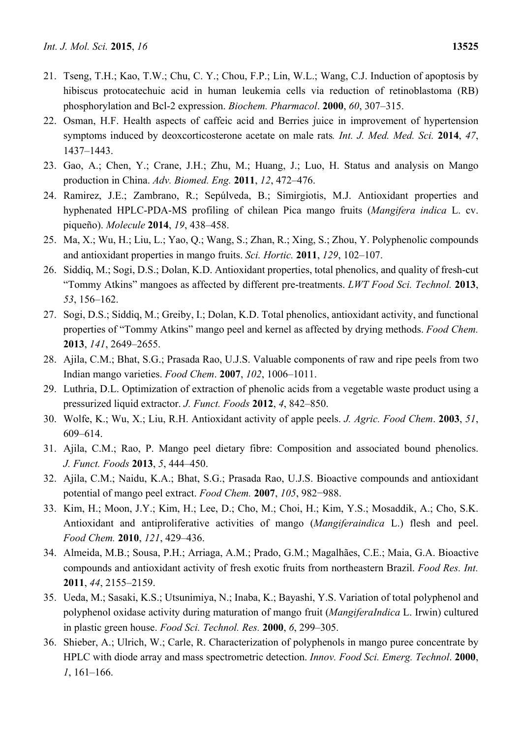21. Tseng, T.H.; Kao, T.W.; Chu, C. Y.; Chou, F.P.; Lin, W.L.; Wang, C.J. Induction of apoptosis by hibiscus protocatechuic acid in human leukemia cells via reduction of retinoblastoma (RB) phosphorylation and Bcl-2 expression. *Biochem. Pharmacol*. **2000**, *60*, 307–315.
22. Osman, H.F. Health aspects of caffeic acid and Berries juice in improvement of hypertension symptoms induced by deoxcorticosterone acetate on male rats*. Int. J. Med. Med. Sci.* **2014**, *47*, 1437–1443.
23. Gao, A.; Chen, Y.; Crane, J.H.; Zhu, M.; Huang, J.; Luo, H. Status and analysis on Mango production in China. *Adv. Biomed. Eng.* **2011**, *12*, 472–476.
24. Ramirez, J.E.; Zambrano, R.; Sepúlveda, B.; Simirgiotis, M.J. Antioxidant properties and hyphenated HPLC-PDA-MS profiling of chilean Pica mango fruits (*Mangifera indica* L. cv. piqueño). *Molecule* **2014**, *19*, 438–458.
25. Ma, X.; Wu, H.; Liu, L.; Yao, Q.; Wang, S.; Zhan, R.; Xing, S.; Zhou, Y. Polyphenolic compounds and antioxidant properties in mango fruits. *Sci. Hortic.* **2011**, *129*, 102–107.
26. Siddiq, M.; Sogi, D.S.; Dolan, K.D. Antioxidant properties, total phenolics, and quality of fresh-cut "Tommy Atkins" mangoes as affected by different pre-treatments. *LWT Food Sci. Technol.* **2013**, *53*, 156–162.
27. Sogi, D.S.; Siddiq, M.; Greiby, I.; Dolan, K.D. Total phenolics, antioxidant activity, and functional properties of "Tommy Atkins" mango peel and kernel as affected by drying methods. *Food Chem.* **2013**, *141*, 2649–2655.
28. Ajila, C.M.; Bhat, S.G.; Prasada Rao, U.J.S. Valuable components of raw and ripe peels from two Indian mango varieties. *Food Chem*. **2007**, *102*, 1006–1011.
29. Luthria, D.L. Optimization of extraction of phenolic acids from a vegetable waste product using a pressurized liquid extractor. *J. Funct. Foods* **2012**, *4*, 842–850.
30. Wolfe, K.; Wu, X.; Liu, R.H. Antioxidant activity of apple peels. *J. Agric. Food Chem*. **2003**, *51*, 609–614.
31. Ajila, C.M.; Rao, P. Mango peel dietary fibre: Composition and associated bound phenolics. *J. Funct. Foods* **2013**, *5*, 444–450.
32. Ajila, C.M.; Naidu, K.A.; Bhat, S.G.; Prasada Rao, U.J.S. Bioactive compounds and antioxidant potential of mango peel extract. *Food Chem.* **2007**, *105*, 982−988.
33. Kim, H.; Moon, J.Y.; Kim, H.; Lee, D.; Cho, M.; Choi, H.; Kim, Y.S.; Mosaddik, A.; Cho, S.K. Antioxidant and antiproliferative activities of mango (*Mangiferaindica* L.) flesh and peel. *Food Chem.* **2010**, *121*, 429–436.
34. Almeida, M.B.; Sousa, P.H.; Arriaga, A.M.; Prado, G.M.; Magalhães, C.E.; Maia, G.A. Bioactive compounds and antioxidant activity of fresh exotic fruits from northeastern Brazil. *Food Res. Int.* **2011**, *44*, 2155–2159.
35. Ueda, M.; Sasaki, K.S.; Utsunimiya, N.; Inaba, K.; Bayashi, Y.S. Variation of total polyphenol and polyphenol oxidase activity during maturation of mango fruit (*MangiferaIndica* L. Irwin) cultured in plastic green house. *Food Sci. Technol. Res.* **2000**, *6*, 299–305.
36. Shieber, A.; Ulrich, W.; Carle, R. Characterization of polyphenols in mango puree concentrate by HPLC with diode array and mass spectrometric detection. *Innov. Food Sci. Emerg. Technol*. **2000**, *1*, 161–166.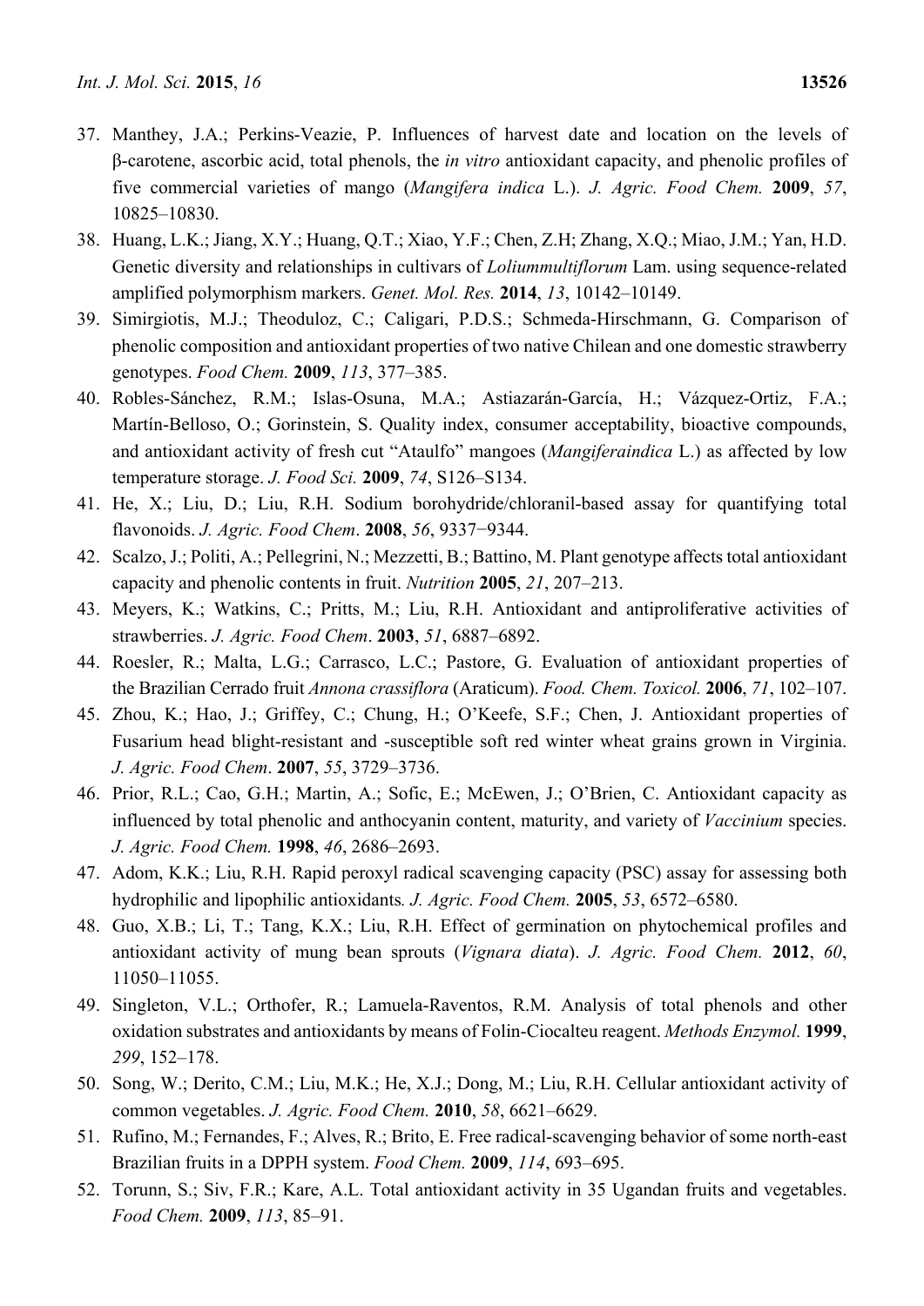37. Manthey, J.A.; Perkins-Veazie, P. Influences of harvest date and location on the levels of β-carotene, ascorbic acid, total phenols, the *in vitro* antioxidant capacity, and phenolic profiles of five commercial varieties of mango (*Mangifera indica* L.). *J. Agric. Food Chem.* **2009**, *57*, 10825–10830.
38. Huang, L.K.; Jiang, X.Y.; Huang, Q.T.; Xiao, Y.F.; Chen, Z.H; Zhang, X.Q.; Miao, J.M.; Yan, H.D. Genetic diversity and relationships in cultivars of *Loliummultiflorum* Lam. using sequence-related amplified polymorphism markers. *Genet. Mol. Res.* **2014**, *13*, 10142–10149.
39. Simirgiotis, M.J.; Theoduloz, C.; Caligari, P.D.S.; Schmeda-Hirschmann, G. Comparison of phenolic composition and antioxidant properties of two native Chilean and one domestic strawberry genotypes. *Food Chem.* **2009**, *113*, 377–385.
40. Robles-Sánchez, R.M.; Islas-Osuna, M.A.; Astiazarán-García, H.; Vázquez-Ortiz, F.A.; Martín-Belloso, O.; Gorinstein, S. Quality index, consumer acceptability, bioactive compounds, and antioxidant activity of fresh cut "Ataulfo" mangoes (*Mangiferaindica* L.) as affected by low temperature storage. *J. Food Sci.* **2009**, *74*, S126–S134.
41. He, X.; Liu, D.; Liu, R.H. Sodium borohydride/chloranil-based assay for quantifying total flavonoids. *J. Agric. Food Chem*. **2008**, *56*, 9337−9344.
42. Scalzo, J.; Politi, A.; Pellegrini, N.; Mezzetti, B.; Battino, M. Plant genotype affects total antioxidant capacity and phenolic contents in fruit. *Nutrition* **2005**, *21*, 207–213.
43. Meyers, K.; Watkins, C.; Pritts, M.; Liu, R.H. Antioxidant and antiproliferative activities of strawberries. *J. Agric. Food Chem*. **2003**, *51*, 6887–6892.
44. Roesler, R.; Malta, L.G.; Carrasco, L.C.; Pastore, G. Evaluation of antioxidant properties of the Brazilian Cerrado fruit *Annona crassiflora* (Araticum). *Food. Chem. Toxicol.* **2006**, *71*, 102–107.
45. Zhou, K.; Hao, J.; Griffey, C.; Chung, H.; O'Keefe, S.F.; Chen, J. Antioxidant properties of Fusarium head blight-resistant and -susceptible soft red winter wheat grains grown in Virginia. *J. Agric. Food Chem*. **2007**, *55*, 3729–3736.
46. Prior, R.L.; Cao, G.H.; Martin, A.; Sofic, E.; McEwen, J.; O'Brien, C. Antioxidant capacity as influenced by total phenolic and anthocyanin content, maturity, and variety of *Vaccinium* species. *J. Agric. Food Chem.* **1998**, *46*, 2686–2693.
47. Adom, K.K.; Liu, R.H. Rapid peroxyl radical scavenging capacity (PSC) assay for assessing both hydrophilic and lipophilic antioxidants*. J. Agric. Food Chem.* **2005**, *53*, 6572–6580.
48. Guo, X.B.; Li, T.; Tang, K.X.; Liu, R.H. Effect of germination on phytochemical profiles and antioxidant activity of mung bean sprouts (*Vignara diata*). *J. Agric. Food Chem.* **2012**, *60*, 11050–11055.
49. Singleton, V.L.; Orthofer, R.; Lamuela-Raventos, R.M. Analysis of total phenols and other oxidation substrates and antioxidants by means of Folin-Ciocalteu reagent. *Methods Enzymol.* **1999**, *299*, 152–178.
50. Song, W.; Derito, C.M.; Liu, M.K.; He, X.J.; Dong, M.; Liu, R.H. Cellular antioxidant activity of common vegetables. *J. Agric. Food Chem.* **2010**, *58*, 6621–6629.
51. Rufino, M.; Fernandes, F.; Alves, R.; Brito, E. Free radical-scavenging behavior of some north-east Brazilian fruits in a DPPH system. *Food Chem.* **2009**, *114*, 693–695.
52. Torunn, S.; Siv, F.R.; Kare, A.L. Total antioxidant activity in 35 Ugandan fruits and vegetables. *Food Chem.* **2009**, *113*, 85–91.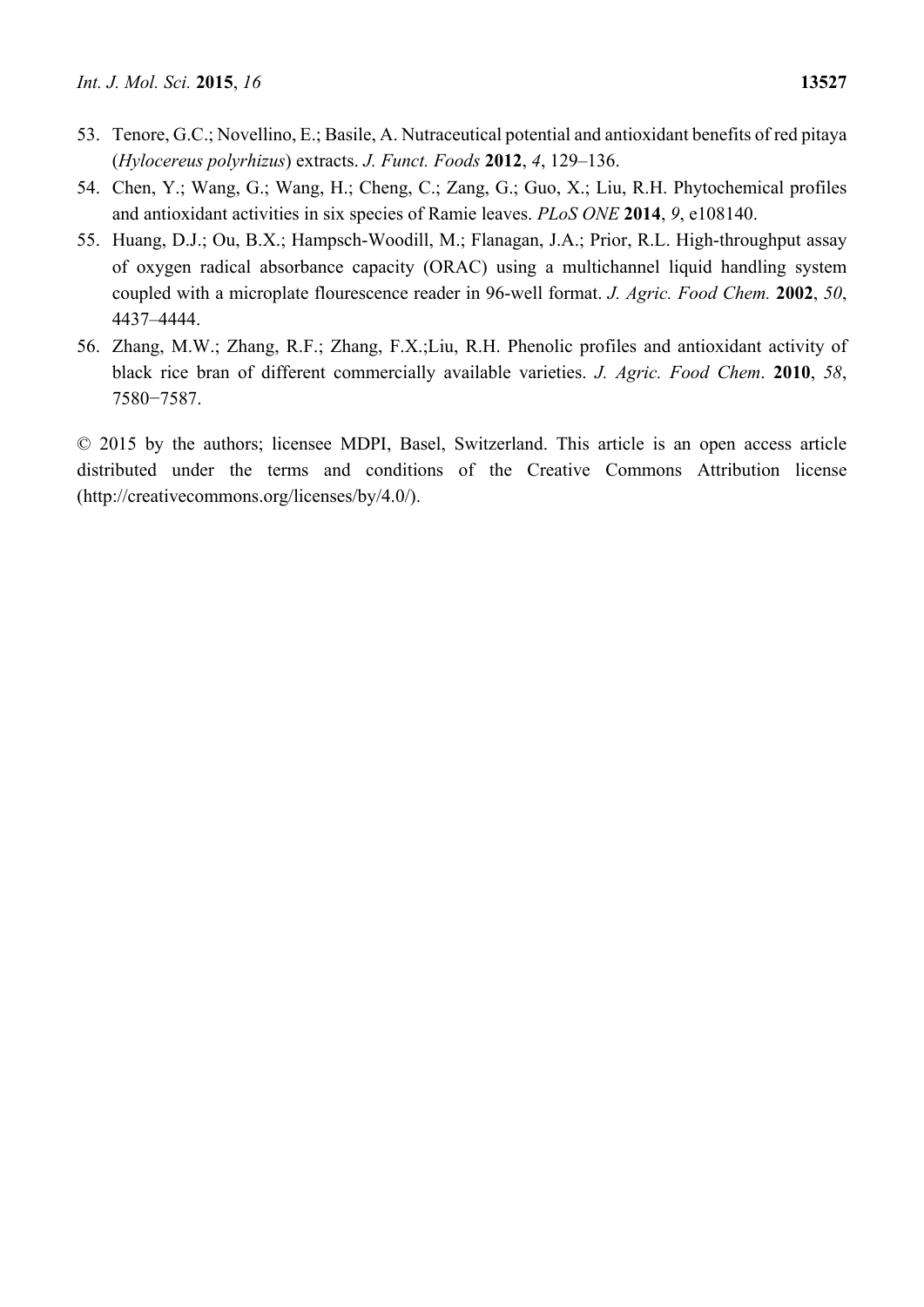53. Tenore, G.C.; Novellino, E.; Basile, A. Nutraceutical potential and antioxidant benefits of red pitaya (*Hylocereus polyrhizus*) extracts. *J. Funct. Foods* **2012**, *4*, 129–136.
54. Chen, Y.; Wang, G.; Wang, H.; Cheng, C.; Zang, G.; Guo, X.; Liu, R.H. Phytochemical profiles and antioxidant activities in six species of Ramie leaves. *PLoS ONE* **2014**, *9*, e108140.
55. Huang, D.J.; Ou, B.X.; Hampsch-Woodill, M.; Flanagan, J.A.; Prior, R.L. High-throughput assay of oxygen radical absorbance capacity (ORAC) using a multichannel liquid handling system coupled with a microplate flourescence reader in 96-well format. *J. Agric. Food Chem.* **2002**, *50*, 4437–4444.
56. Zhang, M.W.; Zhang, R.F.; Zhang, F.X.;Liu, R.H. Phenolic profiles and antioxidant activity of black rice bran of different commercially available varieties. *J. Agric. Food Chem*. **2010**, *58*, 7580−7587.

© 2015 by the authors; licensee MDPI, Basel, Switzerland. This article is an open access article distributed under the terms and conditions of the Creative Commons Attribution license (http://creativecommons.org/licenses/by/4.0/).